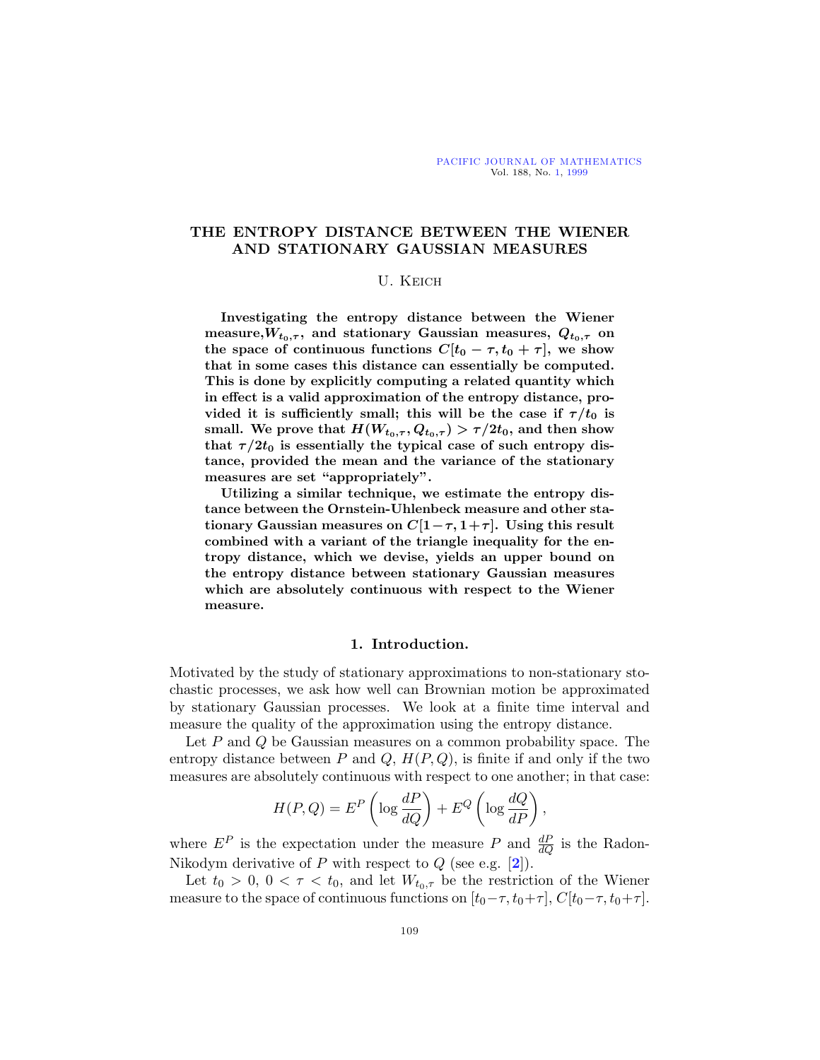# THE ENTROPY DISTANCE BETWEEN THE WIENER AND STATIONARY GAUSSIAN MEASURES

U. Keich

**Investigating the entropy distance between the Wiener measure, $W_{t_0,\tau}$, and stationary Gaussian measures, $Q_{t_0,\tau}$ on the space of continuous functions $C[t_0 - \tau, t_0 + \tau]$, we show that in some cases this distance can essentially be computed. This is done by explicitly computing a related quantity which in effect is a valid approximation of the entropy distance, provided it is sufficiently small; this will be the case if $\tau/t_0$ is small. We prove that $H(W_{t_0,\tau}, Q_{t_0,\tau}) > \tau/2t_0$, and then show that $\tau/2t_0$ is essentially the typical case of such entropy distance, provided the mean and the variance of the stationary measures are set "appropriately".**

**Utilizing a similar technique, we estimate the entropy distance between the Ornstein-Uhlenbeck measure and other stationary Gaussian measures on $C[1-\tau, 1+\tau]$. Using this result combined with a variant of the triangle inequality for the entropy distance, which we devise, yields an upper bound on the entropy distance between stationary Gaussian measures which are absolutely continuous with respect to the Wiener measure.**

## 1. Introduction.

Motivated by the study of stationary approximations to non-stationary stochastic processes, we ask how well can Brownian motion be approximated by stationary Gaussian processes. We look at a finite time interval and measure the quality of the approximation using the entropy distance.

Let $P$ and $Q$ be Gaussian measures on a common probability space. The entropy distance between $P$ and $Q$, $H(P, Q)$, is finite if and only if the two measures are absolutely continuous with respect to one another; in that case:

$$H(P, Q) = E^P\left(\log \frac{dP}{dQ}\right) + E^Q\left(\log \frac{dQ}{dP}\right),$$

where $E^P$ is the expectation under the measure $P$ and $\frac{dP}{dQ}$ is the Radon-Nikodym derivative of $P$ with respect to $Q$ (see e.g. [2]).

Let $t_0 > 0$, $0 < \tau < t_0$, and let $W_{t_0,\tau}$ be the restriction of the Wiener measure to the space of continuous functions on $[t_0-\tau, t_0+\tau]$, $C[t_0-\tau, t_0+\tau]$.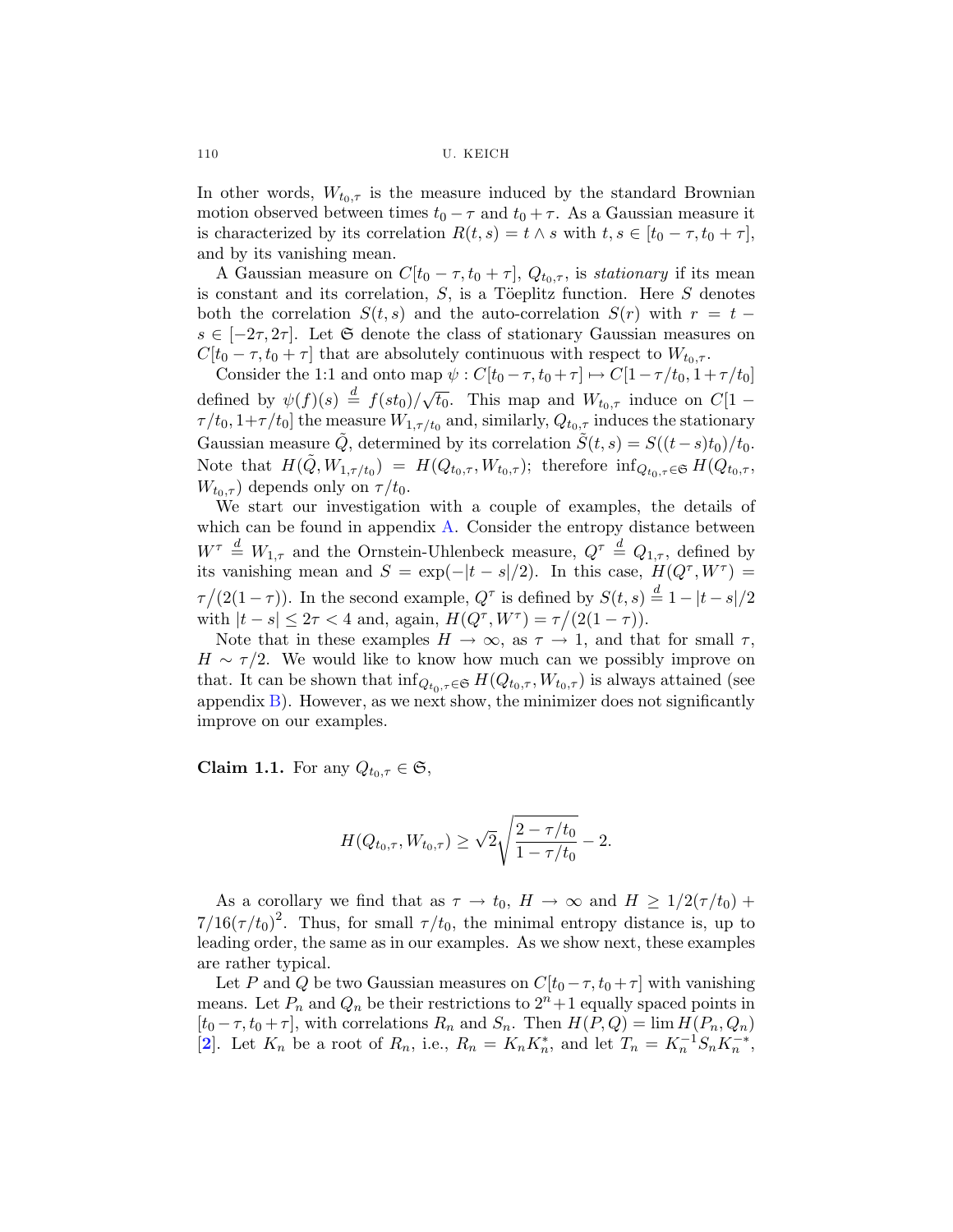In other words, $W_{t_0,\tau}$ is the measure induced by the standard Brownian motion observed between times $t_0 - \tau$ and $t_0 + \tau$. As a Gaussian measure it is characterized by its correlation $R(t,s) = t \wedge s$ with $t, s \in [t_0 - \tau, t_0 + \tau]$, and by its vanishing mean.

A Gaussian measure on $C[t_0 - \tau, t_0 + \tau]$, $Q_{t_0,\tau}$, is *stationary* if its mean is constant and its correlation, $S$, is a Töeplitz function. Here $S$ denotes both the correlation $S(t,s)$ and the auto-correlation $S(r)$ with $r = t - s \in [-2\tau, 2\tau]$. Let $\mathfrak{S}$ denote the class of stationary Gaussian measures on $C[t_0 - \tau, t_0 + \tau]$ that are absolutely continuous with respect to $W_{t_0,\tau}$.

Consider the 1:1 and onto map $\psi : C[t_0 - \tau, t_0 + \tau] \mapsto C[1 - \tau/t_0, 1 + \tau/t_0]$ defined by $\psi(f)(s) \stackrel{d}{=} f(st_0)/\sqrt{t_0}$. This map and $W_{t_0,\tau}$ induce on $C[1 - \tau/t_0, 1+\tau/t_0]$ the measure $W_{1,\tau/t_0}$ and, similarly, $Q_{t_0,\tau}$ induces the stationary Gaussian measure $\tilde{Q}$, determined by its correlation $\tilde{S}(t,s) = S((t-s)t_0)/t_0$. Note that $H(\tilde{Q}, W_{1,\tau/t_0}) = H(Q_{t_0,\tau}, W_{t_0,\tau})$; therefore $\inf_{Q_{t_0,\tau} \in \mathfrak{S}} H(Q_{t_0,\tau}, W_{t_0,\tau})$ depends only on $\tau/t_0$.

We start our investigation with a couple of examples, the details of which can be found in appendix A. Consider the entropy distance between $W^\tau \stackrel{d}{=} W_{1,\tau}$ and the Ornstein-Uhlenbeck measure, $Q^\tau \stackrel{d}{=} Q_{1,\tau}$, defined by its vanishing mean and $S = \exp(-|t-s|/2)$. In this case, $H(Q^\tau, W^\tau) = \tau\big/(2(1-\tau))$. In the second example, $Q^\tau$ is defined by $S(t,s) \stackrel{d}{=} 1 - |t-s|/2$ with $|t-s| \le 2\tau < 4$ and, again, $H(Q^\tau, W^\tau) = \tau\big/(2(1-\tau))$.

Note that in these examples $H \to \infty$, as $\tau \to 1$, and that for small $\tau$, $H \sim \tau/2$. We would like to know how much can we possibly improve on that. It can be shown that $\inf_{Q_{t_0,\tau} \in \mathfrak{S}} H(Q_{t_0,\tau}, W_{t_0,\tau})$ is always attained (see appendix B). However, as we next show, the minimizer does not significantly improve on our examples.

**Claim 1.1.** For any $Q_{t_0,\tau} \in \mathfrak{S}$,

$$H(Q_{t_0,\tau}, W_{t_0,\tau}) \ge \sqrt{2}\sqrt{\frac{2 - \tau/t_0}{1 - \tau/t_0}} - 2.$$

As a corollary we find that as $\tau \to t_0$, $H \to \infty$ and $H \ge 1/2(\tau/t_0) + 7/16(\tau/t_0)^2$. Thus, for small $\tau/t_0$, the minimal entropy distance is, up to leading order, the same as in our examples. As we show next, these examples are rather typical.

Let $P$ and $Q$ be two Gaussian measures on $C[t_0 - \tau, t_0 + \tau]$ with vanishing means. Let $P_n$ and $Q_n$ be their restrictions to $2^n + 1$ equally spaced points in $[t_0 - \tau, t_0 + \tau]$, with correlations $R_n$ and $S_n$. Then $H(P,Q) = \lim H(P_n, Q_n)$ [2]. Let $K_n$ be a root of $R_n$, i.e., $R_n = K_n K_n^*$, and let $T_n = K_n^{-1} S_n K_n^{-*}$,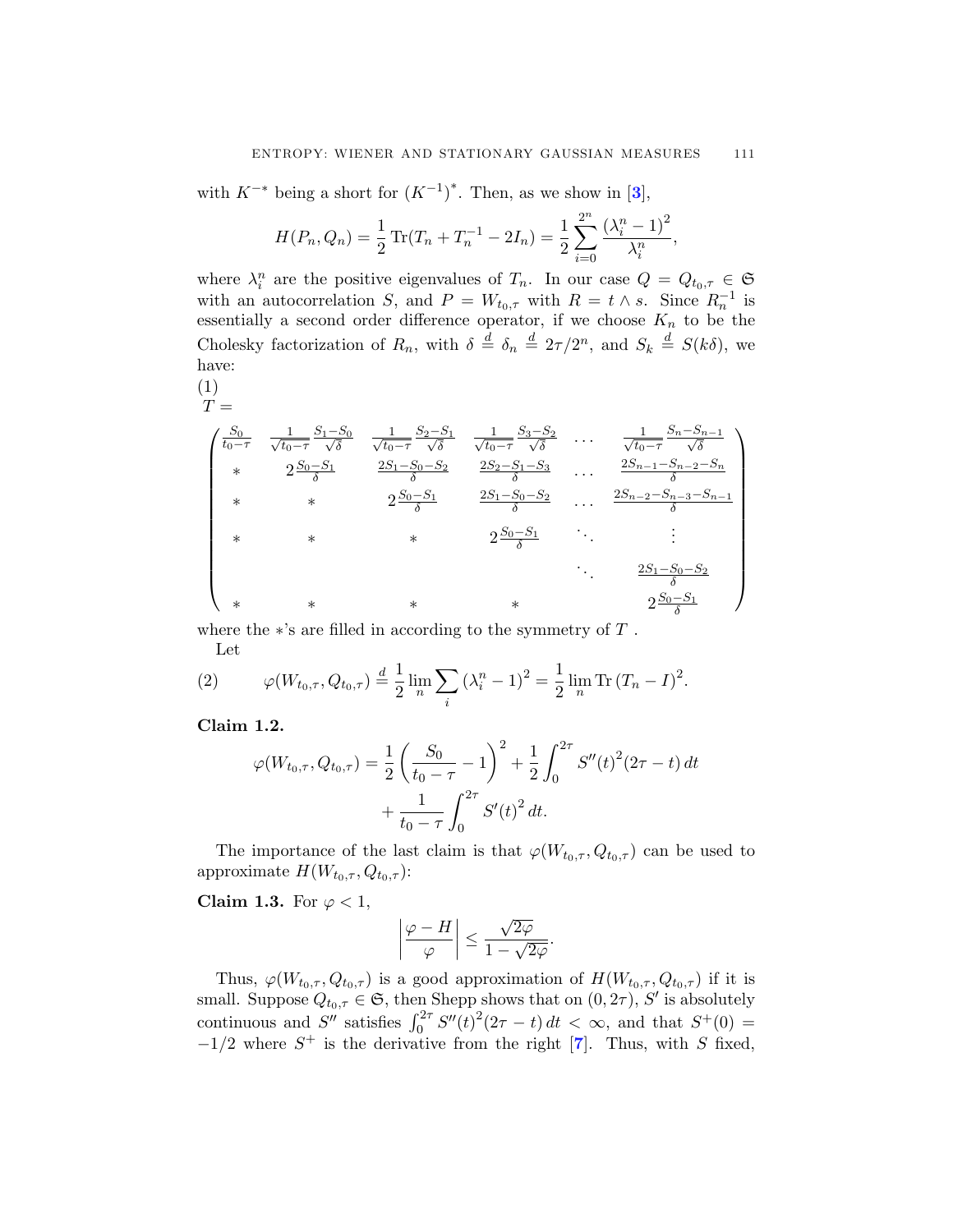with $K^{-*}$ being a short for $(K^{-1})^*$. Then, as we show in [3],

$$H(P_n, Q_n) = \frac{1}{2}\operatorname{Tr}(T_n + T_n^{-1} - 2I_n) = \frac{1}{2}\sum_{i=0}^{2^n} \frac{(\lambda_i^n - 1)^2}{\lambda_i^n},$$

where $\lambda_i^n$ are the positive eigenvalues of $T_n$. In our case $Q = Q_{t_0,\tau} \in \mathfrak{S}$ with an autocorrelation $S$, and $P = W_{t_0,\tau}$ with $R = t \wedge s$. Since $R_n^{-1}$ is essentially a second order difference operator, if we choose $K_n$ to be the Cholesky factorization of $R_n$, with $\delta \overset{d}{=} \delta_n \overset{d}{=} 2\tau/2^n$, and $S_k \overset{d}{=} S(k\delta)$, we have:

(1)

$$T = \begin{pmatrix} \frac{S_0}{t_0-\tau} & \frac{1}{\sqrt{t_0-\tau}}\frac{S_1-S_0}{\sqrt{\delta}} & \frac{1}{\sqrt{t_0-\tau}}\frac{S_2-S_1}{\sqrt{\delta}} & \frac{1}{\sqrt{t_0-\tau}}\frac{S_3-S_2}{\sqrt{\delta}} & \cdots & \frac{1}{\sqrt{t_0-\tau}}\frac{S_n-S_{n-1}}{\sqrt{\delta}} \\ * & 2\frac{S_0-S_1}{\delta} & \frac{2S_1-S_0-S_2}{\delta} & \frac{2S_2-S_1-S_3}{\delta} & \cdots & \frac{2S_{n-1}-S_{n-2}-S_n}{\delta} \\ * & * & 2\frac{S_0-S_1}{\delta} & \frac{2S_1-S_0-S_2}{\delta} & \cdots & \frac{2S_{n-2}-S_{n-3}-S_{n-1}}{\delta} \\ * & * & * & 2\frac{S_0-S_1}{\delta} & \ddots & \vdots \\ & & & & \ddots & \frac{2S_1-S_0-S_2}{\delta} \\ * & * & * & * & & 2\frac{S_0-S_1}{\delta} \end{pmatrix}$$

where the $*$'s are filled in according to the symmetry of $T$.

Let

$$\varphi(W_{t_0,\tau}, Q_{t_0,\tau}) \overset{d}{=} \frac{1}{2}\lim_n \sum_i (\lambda_i^n - 1)^2 = \frac{1}{2}\lim_n \operatorname{Tr}(T_n - I)^2. \tag{2}$$

**Claim 1.2.**

$$\varphi(W_{t_0,\tau}, Q_{t_0,\tau}) = \frac{1}{2}\left(\frac{S_0}{t_0-\tau} - 1\right)^2 + \frac{1}{2}\int_0^{2\tau} S''(t)^2(2\tau - t)\,dt + \frac{1}{t_0-\tau}\int_0^{2\tau} S'(t)^2\,dt.$$

The importance of the last claim is that $\varphi(W_{t_0,\tau}, Q_{t_0,\tau})$ can be used to approximate $H(W_{t_0,\tau}, Q_{t_0,\tau})$:

**Claim 1.3.** For $\varphi < 1$,

$$\left|\frac{\varphi - H}{\varphi}\right| \le \frac{\sqrt{2\varphi}}{1 - \sqrt{2\varphi}}.$$

Thus, $\varphi(W_{t_0,\tau}, Q_{t_0,\tau})$ is a good approximation of $H(W_{t_0,\tau}, Q_{t_0,\tau})$ if it is small. Suppose $Q_{t_0,\tau} \in \mathfrak{S}$, then Shepp shows that on $(0, 2\tau)$, $S'$ is absolutely continuous and $S''$ satisfies $\int_0^{2\tau} S''(t)^2(2\tau - t)\,dt < \infty$, and that $S^+(0) = -1/2$ where $S^+$ is the derivative from the right [7]. Thus, with $S$ fixed,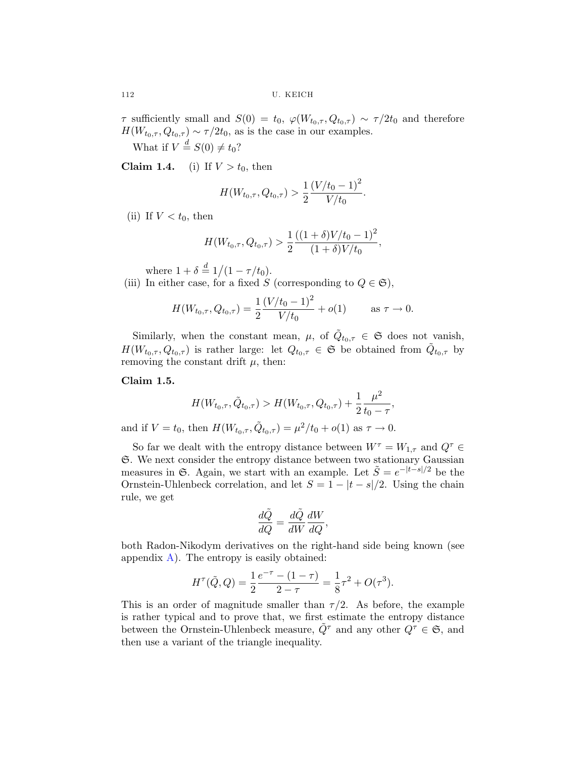$\tau$ sufficiently small and $S(0) = t_0$, $\varphi(W_{t_0,\tau}, Q_{t_0,\tau}) \sim \tau/2t_0$ and therefore $H(W_{t_0,\tau}, Q_{t_0,\tau}) \sim \tau/2t_0$, as is the case in our examples.

What if $V \overset{d}{=} S(0) \neq t_0$?

**Claim 1.4.** (i) If $V > t_0$, then

$$H(W_{t_0,\tau}, Q_{t_0,\tau}) > \frac{1}{2}\frac{(V/t_0 - 1)^2}{V/t_0}.$$

(ii) If $V < t_0$, then

$$H(W_{t_0,\tau}, Q_{t_0,\tau}) > \frac{1}{2}\frac{((1+\delta)V/t_0 - 1)^2}{(1+\delta)V/t_0},$$

where $1 + \delta \overset{d}{=} 1\big/(1 - \tau/t_0)$.

(iii) In either case, for a fixed $S$ (corresponding to $Q \in \mathfrak{S}$),

$$H(W_{t_0,\tau}, Q_{t_0,\tau}) = \frac{1}{2}\frac{(V/t_0 - 1)^2}{V/t_0} + o(1) \qquad \text{as } \tau \to 0.$$

Similarly, when the constant mean, $\mu$, of $\tilde{Q}_{t_0,\tau} \in \mathfrak{S}$ does not vanish, $H(W_{t_0,\tau}, Q_{t_0,\tau})$ is rather large: let $Q_{t_0,\tau} \in \mathfrak{S}$ be obtained from $\tilde{Q}_{t_0,\tau}$ by removing the constant drift $\mu$, then:

**Claim 1.5.**

$$H(W_{t_0,\tau}, \tilde{Q}_{t_0,\tau}) > H(W_{t_0,\tau}, Q_{t_0,\tau}) + \frac{1}{2}\frac{\mu^2}{t_0 - \tau},$$

and if $V = t_0$, then $H(W_{t_0,\tau}, \tilde{Q}_{t_0,\tau}) = \mu^2/t_0 + o(1)$ as $\tau \to 0$.

So far we dealt with the entropy distance between $W^\tau = W_{1,\tau}$ and $Q^\tau \in \mathfrak{S}$. We next consider the entropy distance between two stationary Gaussian measures in $\mathfrak{S}$. Again, we start with an example. Let $\tilde{S} = e^{-|t-s|/2}$ be the Ornstein-Uhlenbeck correlation, and let $S = 1 - |t - s|/2$. Using the chain rule, we get

$$\frac{d\tilde{Q}}{dQ} = \frac{d\tilde{Q}}{dW}\frac{dW}{dQ},$$

both Radon-Nikodym derivatives on the right-hand side being known (see appendix A). The entropy is easily obtained:

$$H^\tau(\tilde{Q}, Q) = \frac{1}{2}\frac{e^{-\tau} - (1-\tau)}{2 - \tau} = \frac{1}{8}\tau^2 + O(\tau^3).$$

This is an order of magnitude smaller than $\tau/2$. As before, the example is rather typical and to prove that, we first estimate the entropy distance between the Ornstein-Uhlenbeck measure, $\tilde{Q}^\tau$ and any other $Q^\tau \in \mathfrak{S}$, and then use a variant of the triangle inequality.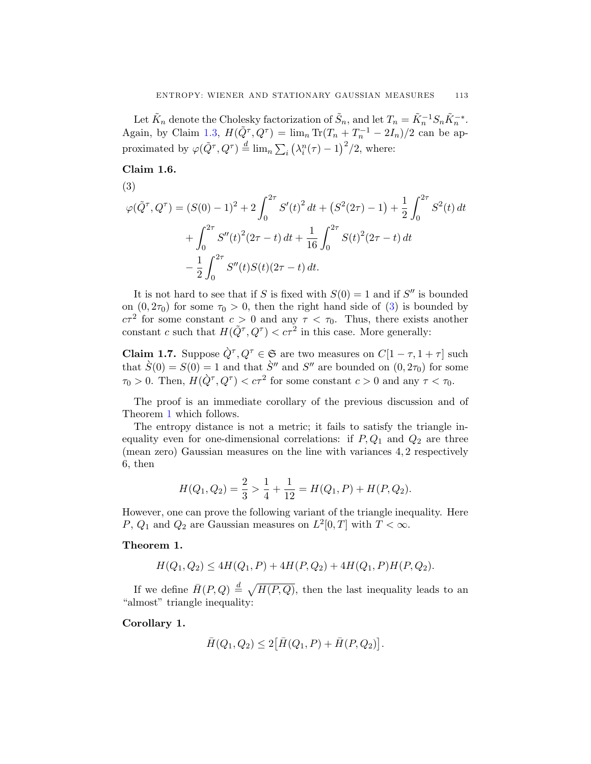Let $\tilde{K}_n$ denote the Cholesky factorization of $\tilde{S}_n$, and let $T_n = \tilde{K}_n^{-1} S_n \tilde{K}_n^{-*}$. Again, by Claim 1.3, $H(\tilde{Q}^\tau, Q^\tau) = \lim_n \operatorname{Tr}(T_n + T_n^{-1} - 2I_n)/2$ can be approximated by $\varphi(\tilde{Q}^\tau, Q^\tau) \stackrel{d}{=} \lim_n \sum_i \left(\lambda_i^n(\tau) - 1\right)^2/2$, where:

**Claim 1.6.**

(3)

$$
\begin{aligned}
\varphi(\tilde{Q}^\tau, Q^\tau) = {} & (S(0)-1)^2 + 2\int_0^{2\tau} S'(t)^2\,dt + \left(S^2(2\tau) - 1\right) + \frac{1}{2}\int_0^{2\tau} S^2(t)\,dt \\
& + \int_0^{2\tau} S''(t)^2 (2\tau - t)\,dt + \frac{1}{16}\int_0^{2\tau} S(t)^2(2\tau - t)\,dt \\
& - \frac{1}{2}\int_0^{2\tau} S''(t) S(t)(2\tau - t)\,dt.
\end{aligned}
$$

It is not hard to see that if $S$ is fixed with $S(0) = 1$ and if $S''$ is bounded on $(0, 2\tau_0)$ for some $\tau_0 > 0$, then the right hand side of (3) is bounded by $c\tau^2$ for some constant $c > 0$ and any $\tau < \tau_0$. Thus, there exists another constant $c$ such that $H(\tilde{Q}^\tau, Q^\tau) < c\tau^2$ in this case. More generally:

**Claim 1.7.** Suppose $\grave{Q}^\tau, Q^\tau \in \mathfrak{S}$ are two measures on $C[1-\tau, 1+\tau]$ such that $\grave{S}(0) = S(0) = 1$ and that $\grave{S}''$ and $S''$ are bounded on $(0, 2\tau_0)$ for some $\tau_0 > 0$. Then, $H(\grave{Q}^\tau, Q^\tau) < c\tau^2$ for some constant $c > 0$ and any $\tau < \tau_0$.

The proof is an immediate corollary of the previous discussion and of Theorem 1 which follows.

The entropy distance is not a metric; it fails to satisfy the triangle inequality even for one-dimensional correlations: if $P, Q_1$ and $Q_2$ are three (mean zero) Gaussian measures on the line with variances $4, 2$ respectively $6$, then

$$
H(Q_1, Q_2) = \frac{2}{3} > \frac{1}{4} + \frac{1}{12} = H(Q_1, P) + H(P, Q_2).
$$

However, one can prove the following variant of the triangle inequality. Here $P$, $Q_1$ and $Q_2$ are Gaussian measures on $L^2[0,T]$ with $T < \infty$.

**Theorem 1.**

$$
H(Q_1, Q_2) \le 4H(Q_1, P) + 4H(P, Q_2) + 4H(Q_1, P)H(P, Q_2).
$$

If we define $\bar{H}(P, Q) \stackrel{d}{=} \sqrt{H(P, Q)}$, then the last inequality leads to an "almost" triangle inequality:

**Corollary 1.**

$$
\bar{H}(Q_1, Q_2) \le 2\left[\bar{H}(Q_1, P) + \bar{H}(P, Q_2)\right].
$$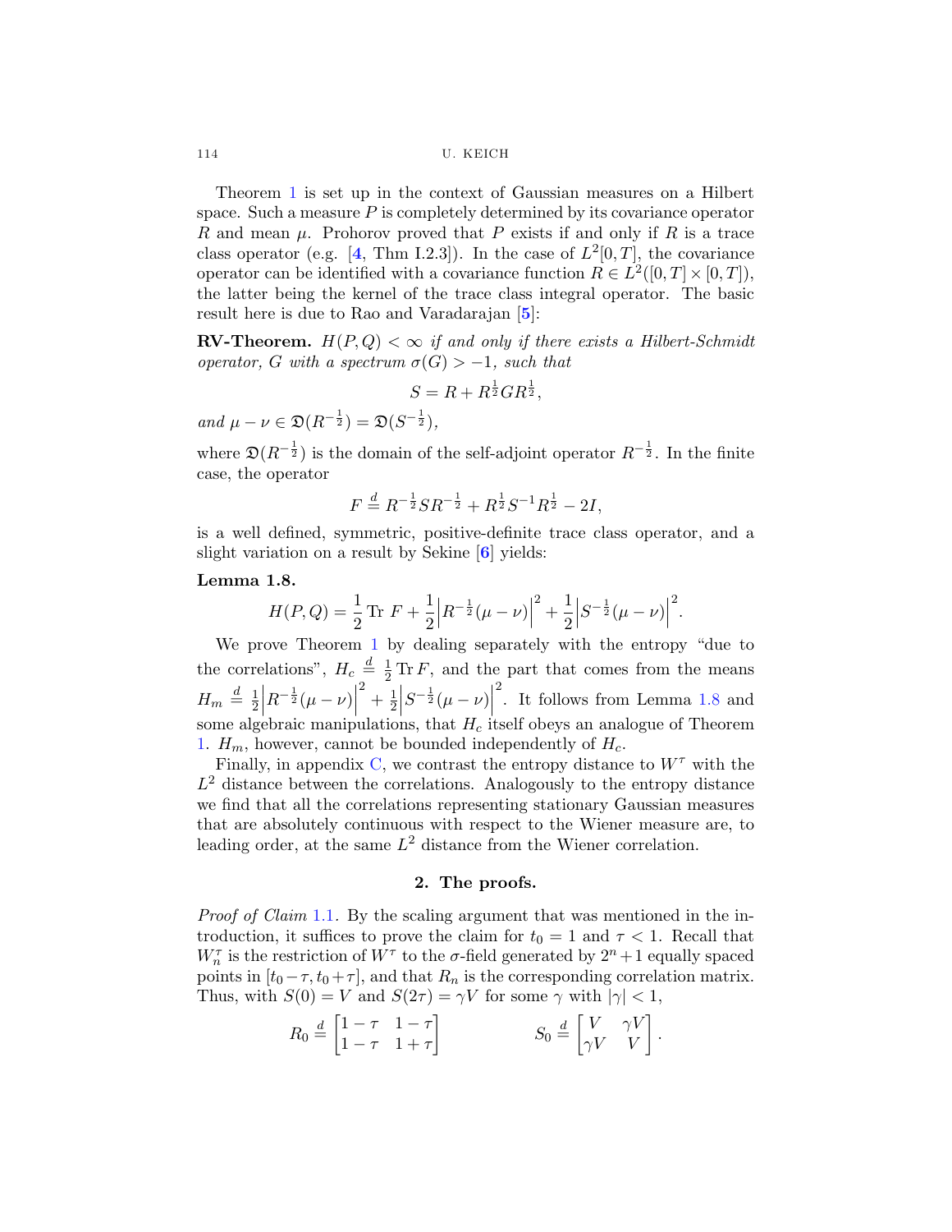Theorem 1 is set up in the context of Gaussian measures on a Hilbert space. Such a measure $P$ is completely determined by its covariance operator $R$ and mean $\mu$. Prohorov proved that $P$ exists if and only if $R$ is a trace class operator (e.g. [4, Thm I.2.3]). In the case of $L^2[0,T]$, the covariance operator can be identified with a covariance function $R \in L^2([0,T] \times [0,T])$, the latter being the kernel of the trace class integral operator. The basic result here is due to Rao and Varadarajan [5]:

**RV-Theorem.** *$H(P,Q) < \infty$ if and only if there exists a Hilbert-Schmidt operator, $G$ with a spectrum $\sigma(G) > -1$, such that*

$$S = R + R^{\frac{1}{2}} G R^{\frac{1}{2}},$$

*and $\mu - \nu \in \mathfrak{D}(R^{-\frac{1}{2}}) = \mathfrak{D}(S^{-\frac{1}{2}})$,*

where $\mathfrak{D}(R^{-\frac{1}{2}})$ is the domain of the self-adjoint operator $R^{-\frac{1}{2}}$. In the finite case, the operator

$$F \overset{d}{=} R^{-\frac{1}{2}} S R^{-\frac{1}{2}} + R^{\frac{1}{2}} S^{-1} R^{\frac{1}{2}} - 2I,$$

is a well defined, symmetric, positive-definite trace class operator, and a slight variation on a result by Sekine [6] yields:

**Lemma 1.8.**

$$H(P,Q) = \frac{1}{2} \operatorname{Tr} F + \frac{1}{2} \left| R^{-\frac{1}{2}}(\mu - \nu) \right|^2 + \frac{1}{2} \left| S^{-\frac{1}{2}}(\mu - \nu) \right|^2.$$

We prove Theorem 1 by dealing separately with the entropy "due to the correlations", $H_c \overset{d}{=} \frac{1}{2} \operatorname{Tr} F$, and the part that comes from the means $H_m \overset{d}{=} \frac{1}{2} \left| R^{-\frac{1}{2}}(\mu - \nu) \right|^2 + \frac{1}{2} \left| S^{-\frac{1}{2}}(\mu - \nu) \right|^2$. It follows from Lemma 1.8 and some algebraic manipulations, that $H_c$ itself obeys an analogue of Theorem 1. $H_m$, however, cannot be bounded independently of $H_c$.

Finally, in appendix C, we contrast the entropy distance to $W^\tau$ with the $L^2$ distance between the correlations. Analogously to the entropy distance we find that all the correlations representing stationary Gaussian measures that are absolutely continuous with respect to the Wiener measure are, to leading order, at the same $L^2$ distance from the Wiener correlation.

## 2. The proofs.

*Proof of Claim 1.1.* By the scaling argument that was mentioned in the introduction, it suffices to prove the claim for $t_0 = 1$ and $\tau < 1$. Recall that $W_n^\tau$ is the restriction of $W^\tau$ to the $\sigma$-field generated by $2^n + 1$ equally spaced points in $[t_0 - \tau, t_0 + \tau]$, and that $R_n$ is the corresponding correlation matrix. Thus, with $S(0) = V$ and $S(2\tau) = \gamma V$ for some $\gamma$ with $|\gamma| < 1$,

$$R_0 \overset{d}{=} \begin{bmatrix} 1-\tau & 1-\tau \\ 1-\tau & 1+\tau \end{bmatrix} \qquad\qquad S_0 \overset{d}{=} \begin{bmatrix} V & \gamma V \\ \gamma V & V \end{bmatrix}.$$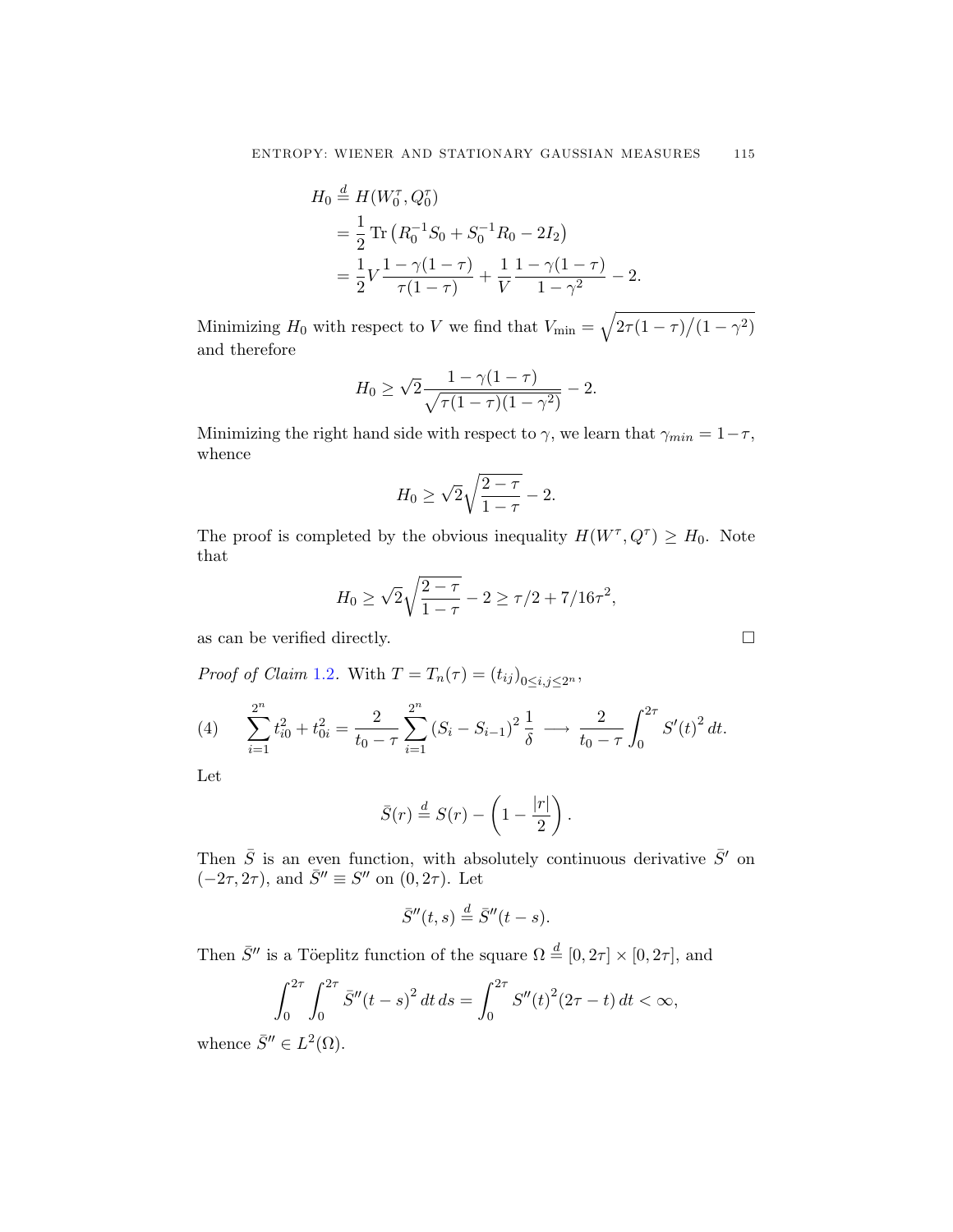$$
\begin{aligned}
H_0 &\stackrel{d}{=} H(W_0^\tau, Q_0^\tau) \\
&= \frac{1}{2} \operatorname{Tr}\left(R_0^{-1} S_0 + S_0^{-1} R_0 - 2 I_2\right) \\
&= \frac{1}{2} V \frac{1-\gamma(1-\tau)}{\tau(1-\tau)} + \frac{1}{V} \frac{1-\gamma(1-\tau)}{1-\gamma^2} - 2.
\end{aligned}
$$

Minimizing $H_0$ with respect to $V$ we find that $V_{\min} = \sqrt{2\tau(1-\tau)/(1-\gamma^2)}$ and therefore

$$
H_0 \geq \sqrt{2} \frac{1-\gamma(1-\tau)}{\sqrt{\tau(1-\tau)(1-\gamma^2)}} - 2.
$$

Minimizing the right hand side with respect to $\gamma$, we learn that $\gamma_{min} = 1-\tau$, whence

$$
H_0 \geq \sqrt{2} \sqrt{\frac{2-\tau}{1-\tau}} - 2.
$$

The proof is completed by the obvious inequality $H(W^\tau, Q^\tau) \geq H_0$. Note that

$$
H_0 \geq \sqrt{2} \sqrt{\frac{2-\tau}{1-\tau}} - 2 \geq \tau/2 + 7/16\tau^2,
$$

as can be verified directly. $\square$

*Proof of Claim 1.2.* With $T = T_n(\tau) = (t_{ij})_{0 \leq i,j \leq 2^n}$,

$$
\sum_{i=1}^{2^n} t_{i0}^2 + t_{0i}^2 = \frac{2}{t_0 - \tau} \sum_{i=1}^{2^n} (S_i - S_{i-1})^2 \frac{1}{\delta} \longrightarrow \frac{2}{t_0 - \tau} \int_0^{2\tau} S'(t)^2 \, dt. \tag{4}
$$

Let

$$
\bar{S}(r) \stackrel{d}{=} S(r) - \left(1 - \frac{|r|}{2}\right).
$$

Then $\bar{S}$ is an even function, with absolutely continuous derivative $\bar{S}'$ on $(-2\tau, 2\tau)$, and $\bar{S}'' \equiv S''$ on $(0, 2\tau)$. Let

$$
\bar{S}''(t,s) \stackrel{d}{=} \bar{S}''(t-s).
$$

Then $\bar{S}''$ is a Töeplitz function of the square $\Omega \stackrel{d}{=} [0, 2\tau] \times [0, 2\tau]$, and

$$
\int_0^{2\tau} \int_0^{2\tau} \bar{S}''(t-s)^2 \, dt \, ds = \int_0^{2\tau} S''(t)^2 (2\tau - t) \, dt < \infty,
$$

whence $\bar{S}'' \in L^2(\Omega)$.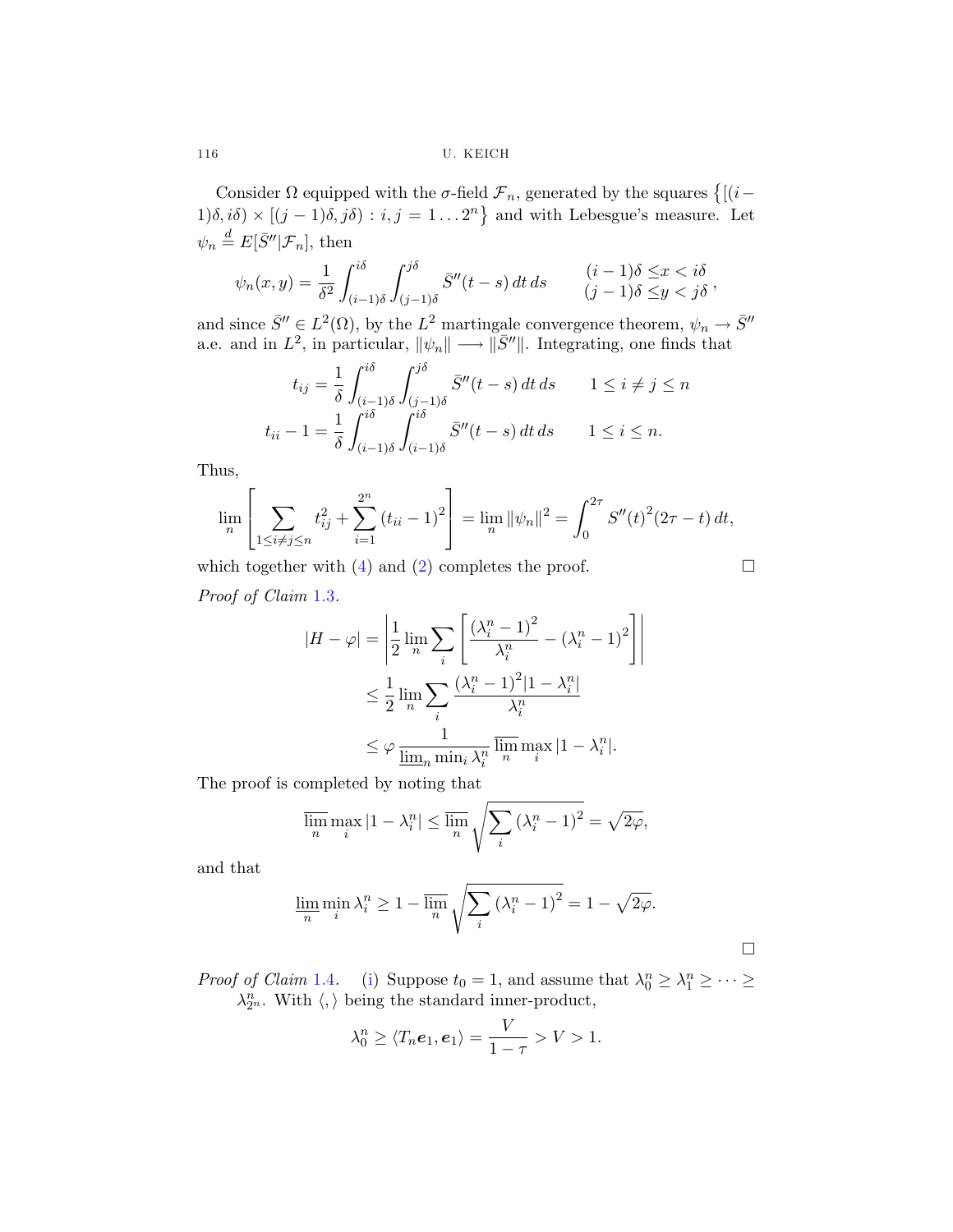Consider $\Omega$ equipped with the $\sigma$-field $\mathcal{F}_n$, generated by the squares $\{[(i-1)\delta, i\delta) \times [(j-1)\delta, j\delta) : i,j = 1 \dots 2^n\}$ and with Lebesgue's measure. Let $\psi_n \overset{d}{=} E[\bar{S}''|\mathcal{F}_n]$, then

$$\psi_n(x,y) = \frac{1}{\delta^2} \int_{(i-1)\delta}^{i\delta} \int_{(j-1)\delta}^{j\delta} \bar{S}''(t-s)\,dt\,ds \qquad \begin{matrix} (i-1)\delta \leq x < i\delta \\ (j-1)\delta \leq y < j\delta \end{matrix},$$

and since $\bar{S}'' \in L^2(\Omega)$, by the $L^2$ martingale convergence theorem, $\psi_n \to \bar{S}''$ a.e. and in $L^2$, in particular, $\|\psi_n\| \longrightarrow \|\bar{S}''\|$. Integrating, one finds that

$$t_{ij} = \frac{1}{\delta} \int_{(i-1)\delta}^{i\delta} \int_{(j-1)\delta}^{j\delta} \bar{S}''(t-s)\,dt\,ds \qquad 1 \leq i \neq j \leq n$$
$$t_{ii} - 1 = \frac{1}{\delta} \int_{(i-1)\delta}^{i\delta} \int_{(i-1)\delta}^{i\delta} \bar{S}''(t-s)\,dt\,ds \qquad 1 \leq i \leq n.$$

Thus,

$$\lim_n \left[ \sum_{1 \leq i \neq j \leq n} t_{ij}^2 + \sum_{i=1}^{2^n} (t_{ii}-1)^2 \right] = \lim_n \|\psi_n\|^2 = \int_0^{2\tau} S''(t)^2 (2\tau - t)\,dt,$$

which together with (4) and (2) completes the proof. $\square$

*Proof of Claim 1.3.*

$$\begin{aligned} |H - \varphi| &= \left| \frac{1}{2} \lim_n \sum_i \left[ \frac{(\lambda_i^n - 1)^2}{\lambda_i^n} - (\lambda_i^n - 1)^2 \right] \right| \\ &\leq \frac{1}{2} \lim_n \sum_i \frac{(\lambda_i^n - 1)^2 |1 - \lambda_i^n|}{\lambda_i^n} \\ &\leq \varphi \, \frac{1}{\underline{\lim}_n \min_i \lambda_i^n} \, \overline{\lim_n} \max_i |1 - \lambda_i^n|. \end{aligned}$$

The proof is completed by noting that

$$\overline{\lim_n} \max_i |1 - \lambda_i^n| \leq \overline{\lim_n} \sqrt{\sum_i (\lambda_i^n - 1)^2} = \sqrt{2\varphi},$$

and that

$$\underline{\lim_n} \min_i \lambda_i^n \geq 1 - \overline{\lim_n} \sqrt{\sum_i (\lambda_i^n - 1)^2} = 1 - \sqrt{2\varphi}.$$

$\square$

*Proof of Claim 1.4.* (i) Suppose $t_0 = 1$, and assume that $\lambda_0^n \geq \lambda_1^n \geq \cdots \geq \lambda_{2^n}^n$. With $\langle , \rangle$ being the standard inner-product,

$$\lambda_0^n \geq \langle T_n \boldsymbol{e}_1, \boldsymbol{e}_1 \rangle = \frac{V}{1 - \tau} > V > 1.$$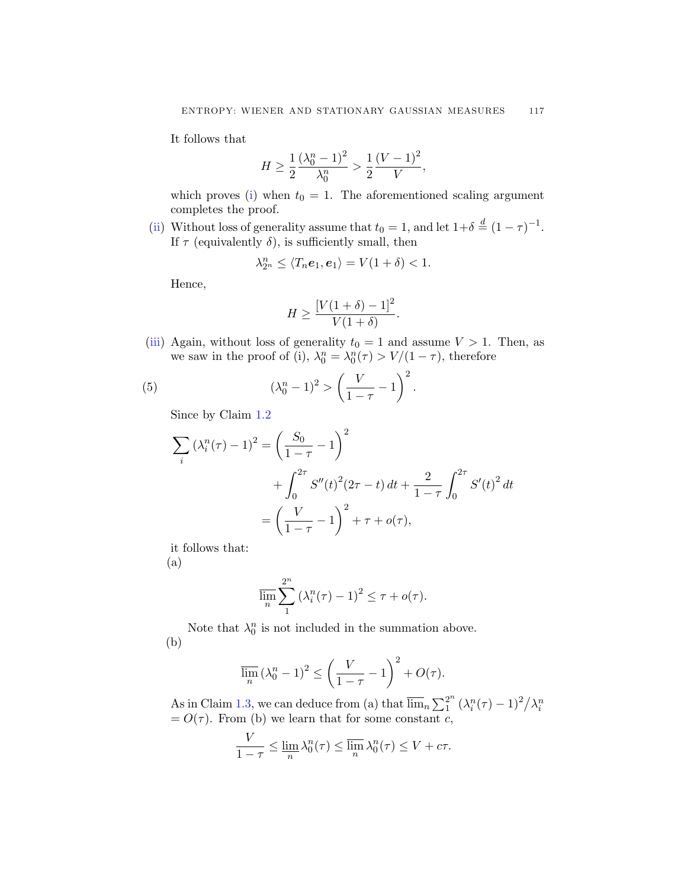It follows that

$$H \geq \frac{1}{2}\frac{(\lambda_0^n - 1)^2}{\lambda_0^n} > \frac{1}{2}\frac{(V-1)^2}{V},$$

which proves (i) when $t_0 = 1$. The aforementioned scaling argument completes the proof.

(ii) Without loss of generality assume that $t_0 = 1$, and let $1+\delta \stackrel{d}{=} (1-\tau)^{-1}$. If $\tau$ (equivalently $\delta$), is sufficiently small, then

$$\lambda_{2^n}^n \leq \langle T_n \boldsymbol{e}_1, \boldsymbol{e}_1 \rangle = V(1+\delta) < 1.$$

Hence,

$$H \geq \frac{[V(1+\delta) - 1]^2}{V(1+\delta)}.$$

(iii) Again, without loss of generality $t_0 = 1$ and assume $V > 1$. Then, as we saw in the proof of (i), $\lambda_0^n = \lambda_0^n(\tau) > V/(1-\tau)$, therefore

$$(\lambda_0^n - 1)^2 > \left(\frac{V}{1-\tau} - 1\right)^2. \tag{5}$$

Since by Claim 1.2

$$\begin{aligned}\sum_i (\lambda_i^n(\tau) - 1)^2 &= \left(\frac{S_0}{1-\tau} - 1\right)^2 \\ &\quad + \int_0^{2\tau} S''(t)^2 (2\tau - t)\, dt + \frac{2}{1-\tau}\int_0^{2\tau} S'(t)^2\, dt \\ &= \left(\frac{V}{1-\tau} - 1\right)^2 + \tau + o(\tau),\end{aligned}$$

it follows that:

(a)

$$\overline{\lim_n} \sum_1^{2^n} (\lambda_i^n(\tau) - 1)^2 \leq \tau + o(\tau).$$

Note that $\lambda_0^n$ is not included in the summation above.

(b)

$$\overline{\lim_n}\, (\lambda_0^n - 1)^2 \leq \left(\frac{V}{1-\tau} - 1\right)^2 + O(\tau).$$

As in Claim 1.3, we can deduce from (a) that $\overline{\lim}_n \sum_1^{2^n} (\lambda_i^n(\tau) - 1)^2 / \lambda_i^n = O(\tau)$. From (b) we learn that for some constant $c$,

$$\frac{V}{1-\tau} \leq \underline{\lim_n}\, \lambda_0^n(\tau) \leq \overline{\lim_n}\, \lambda_0^n(\tau) \leq V + c\tau.$$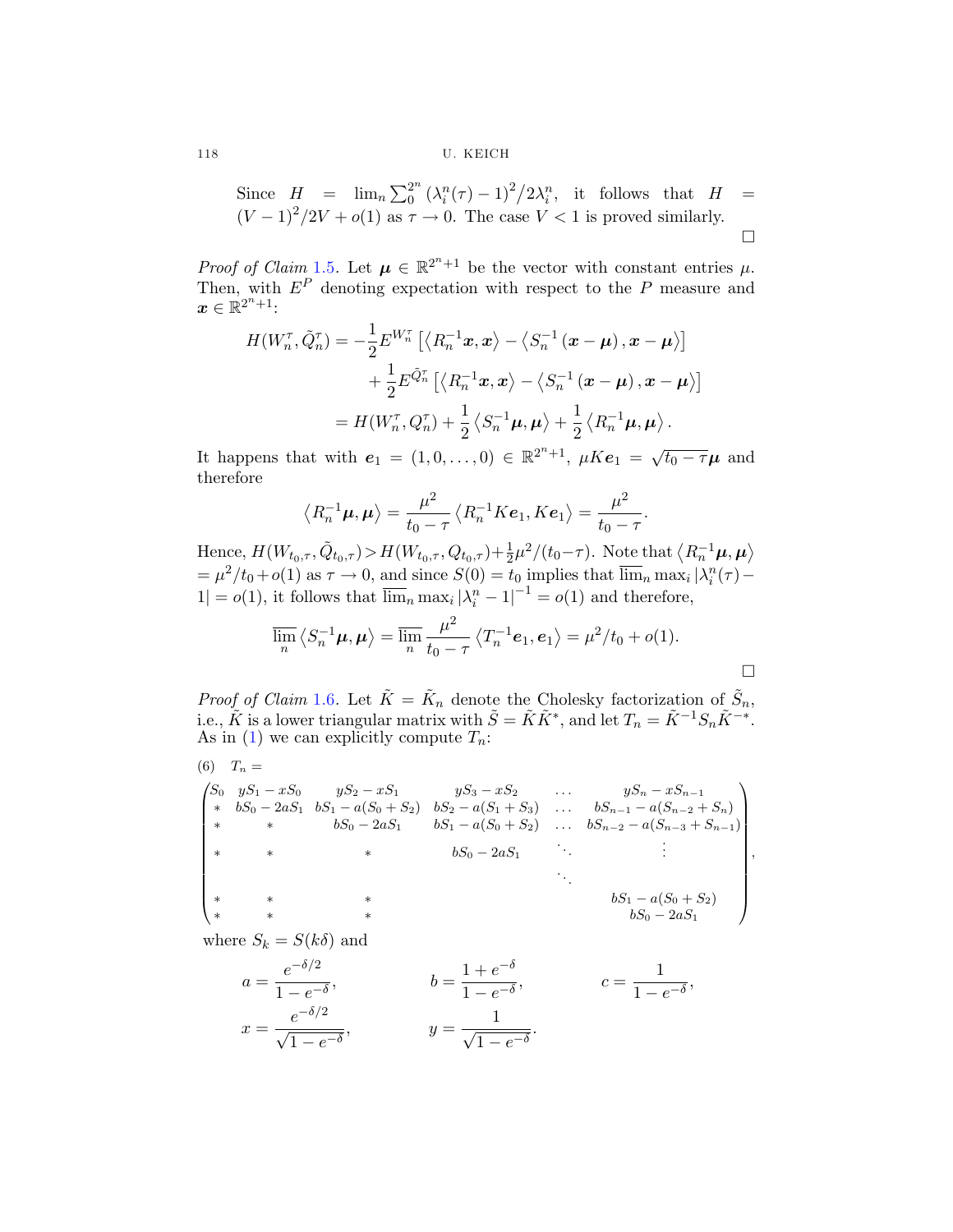Since $H = \lim_n \sum_0^{2^n} (\lambda_i^n(\tau) - 1)^2 / 2\lambda_i^n$, it follows that $H = (V-1)^2/2V + o(1)$ as $\tau \to 0$. The case $V < 1$ is proved similarly.

$\square$

*Proof of Claim 1.5.* Let $\boldsymbol{\mu} \in \mathbb{R}^{2^n+1}$ be the vector with constant entries $\mu$. Then, with $E^P$ denoting expectation with respect to the $P$ measure and $\boldsymbol{x} \in \mathbb{R}^{2^n+1}$:

$$
\begin{aligned}
H(W_n^\tau, \tilde{Q}_n^\tau) &= -\frac{1}{2} E^{W_n^\tau} \left[ \left\langle R_n^{-1} \boldsymbol{x}, \boldsymbol{x} \right\rangle - \left\langle S_n^{-1} (\boldsymbol{x} - \boldsymbol{\mu}), \boldsymbol{x} - \boldsymbol{\mu} \right\rangle \right] \\
&\quad + \frac{1}{2} E^{\tilde{Q}_n^\tau} \left[ \left\langle R_n^{-1} \boldsymbol{x}, \boldsymbol{x} \right\rangle - \left\langle S_n^{-1} (\boldsymbol{x} - \boldsymbol{\mu}), \boldsymbol{x} - \boldsymbol{\mu} \right\rangle \right] \\
&= H(W_n^\tau, Q_n^\tau) + \frac{1}{2} \left\langle S_n^{-1} \boldsymbol{\mu}, \boldsymbol{\mu} \right\rangle + \frac{1}{2} \left\langle R_n^{-1} \boldsymbol{\mu}, \boldsymbol{\mu} \right\rangle.
\end{aligned}
$$

It happens that with $\boldsymbol{e}_1 = (1, 0, \dots, 0) \in \mathbb{R}^{2^n+1}$, $\mu K \boldsymbol{e}_1 = \sqrt{t_0 - \tau} \boldsymbol{\mu}$ and therefore

$$
\left\langle R_n^{-1} \boldsymbol{\mu}, \boldsymbol{\mu} \right\rangle = \frac{\mu^2}{t_0 - \tau} \left\langle R_n^{-1} K \boldsymbol{e}_1, K \boldsymbol{e}_1 \right\rangle = \frac{\mu^2}{t_0 - \tau}.
$$

Hence, $H(W_{t_0,\tau}, \tilde{Q}_{t_0,\tau}) > H(W_{t_0,\tau}, Q_{t_0,\tau}) + \frac{1}{2}\mu^2/(t_0 - \tau)$. Note that $\left\langle R_n^{-1} \boldsymbol{\mu}, \boldsymbol{\mu} \right\rangle = \mu^2/t_0 + o(1)$ as $\tau \to 0$, and since $S(0) = t_0$ implies that $\overline{\lim}_n \max_i |\lambda_i^n(\tau) - 1| = o(1)$, it follows that $\overline{\lim}_n \max_i |\lambda_i^n - 1|^{-1} = o(1)$ and therefore,

$$
\overline{\lim_n} \left\langle S_n^{-1} \boldsymbol{\mu}, \boldsymbol{\mu} \right\rangle = \overline{\lim_n} \frac{\mu^2}{t_0 - \tau} \left\langle T_n^{-1} \boldsymbol{e}_1, \boldsymbol{e}_1 \right\rangle = \mu^2/t_0 + o(1).
$$

$\square$

*Proof of Claim 1.6.* Let $\tilde{K} = \tilde{K}_n$ denote the Cholesky factorization of $\tilde{S}_n$, i.e., $\tilde{K}$ is a lower triangular matrix with $\tilde{S} = \tilde{K}\tilde{K}^*$, and let $T_n = \tilde{K}^{-1} S_n \tilde{K}^{-*}$. As in (1) we can explicitly compute $T_n$:

$$
(6) \quad T_n =
$$

$$
\begin{pmatrix}
S_0 & yS_1 - xS_0 & yS_2 - xS_1 & yS_3 - xS_2 & \dots & yS_n - xS_{n-1} \\
* & bS_0 - 2aS_1 & bS_1 - a(S_0 + S_2) & bS_2 - a(S_1 + S_3) & \dots & bS_{n-1} - a(S_{n-2} + S_n) \\
* & * & bS_0 - 2aS_1 & bS_1 - a(S_0 + S_2) & \dots & bS_{n-2} - a(S_{n-3} + S_{n-1}) \\
* & * & * & bS_0 - 2aS_1 & \ddots & \vdots \\
 & & & & \ddots & \\
* & * & * & & & bS_1 - a(S_0 + S_2) \\
* & * & * & & & bS_0 - 2aS_1
\end{pmatrix},
$$

where $S_k = S(k\delta)$ and

$$
a = \frac{e^{-\delta/2}}{1 - e^{-\delta}}, \qquad b = \frac{1 + e^{-\delta}}{1 - e^{-\delta}}, \qquad c = \frac{1}{1 - e^{-\delta}},
$$

$$
x = \frac{e^{-\delta/2}}{\sqrt{1 - e^{-\delta}}}, \qquad y = \frac{1}{\sqrt{1 - e^{-\delta}}}.
$$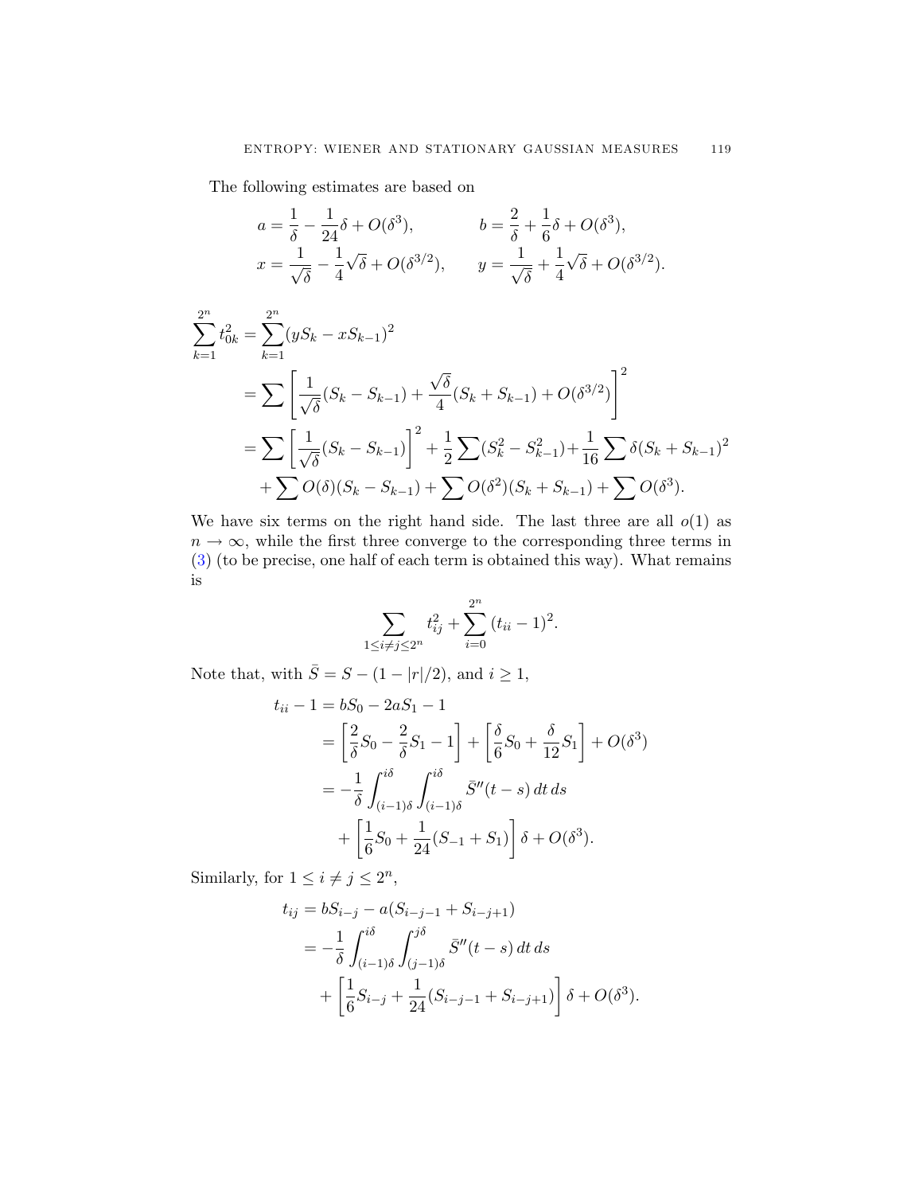The following estimates are based on

$$a = \frac{1}{\delta} - \frac{1}{24}\delta + O(\delta^3), \qquad b = \frac{2}{\delta} + \frac{1}{6}\delta + O(\delta^3),$$
$$x = \frac{1}{\sqrt{\delta}} - \frac{1}{4}\sqrt{\delta} + O(\delta^{3/2}), \qquad y = \frac{1}{\sqrt{\delta}} + \frac{1}{4}\sqrt{\delta} + O(\delta^{3/2}).$$

$$\begin{aligned}
\sum_{k=1}^{2^n} t_{0k}^2 &= \sum_{k=1}^{2^n} (yS_k - xS_{k-1})^2 \\
&= \sum \left[ \frac{1}{\sqrt{\delta}}(S_k - S_{k-1}) + \frac{\sqrt{\delta}}{4}(S_k + S_{k-1}) + O(\delta^{3/2}) \right]^2 \\
&= \sum \left[ \frac{1}{\sqrt{\delta}}(S_k - S_{k-1}) \right]^2 + \frac{1}{2}\sum (S_k^2 - S_{k-1}^2) + \frac{1}{16}\sum \delta (S_k + S_{k-1})^2 \\
&\quad + \sum O(\delta)(S_k - S_{k-1}) + \sum O(\delta^2)(S_k + S_{k-1}) + \sum O(\delta^3).
\end{aligned}$$

We have six terms on the right hand side. The last three are all $o(1)$ as $n \to \infty$, while the first three converge to the corresponding three terms in (3) (to be precise, one half of each term is obtained this way). What remains is

$$\sum_{1 \le i \ne j \le 2^n} t_{ij}^2 + \sum_{i=0}^{2^n} (t_{ii} - 1)^2.$$

Note that, with $\bar{S} = S - (1 - |r|/2)$, and $i \ge 1$,

$$\begin{aligned}
t_{ii} - 1 &= bS_0 - 2aS_1 - 1 \\
&= \left[ \frac{2}{\delta} S_0 - \frac{2}{\delta} S_1 - 1 \right] + \left[ \frac{\delta}{6} S_0 + \frac{\delta}{12} S_1 \right] + O(\delta^3) \\
&= -\frac{1}{\delta} \int_{(i-1)\delta}^{i\delta} \int_{(i-1)\delta}^{i\delta} \bar{S}''(t-s)\, dt\, ds \\
&\quad + \left[ \frac{1}{6} S_0 + \frac{1}{24}(S_{-1} + S_1) \right] \delta + O(\delta^3).
\end{aligned}$$

Similarly, for $1 \le i \ne j \le 2^n$,

$$\begin{aligned}
t_{ij} &= bS_{i-j} - a(S_{i-j-1} + S_{i-j+1}) \\
&= -\frac{1}{\delta} \int_{(i-1)\delta}^{i\delta} \int_{(j-1)\delta}^{j\delta} \bar{S}''(t-s)\, dt\, ds \\
&\quad + \left[ \frac{1}{6} S_{i-j} + \frac{1}{24}(S_{i-j-1} + S_{i-j+1}) \right] \delta + O(\delta^3).
\end{aligned}$$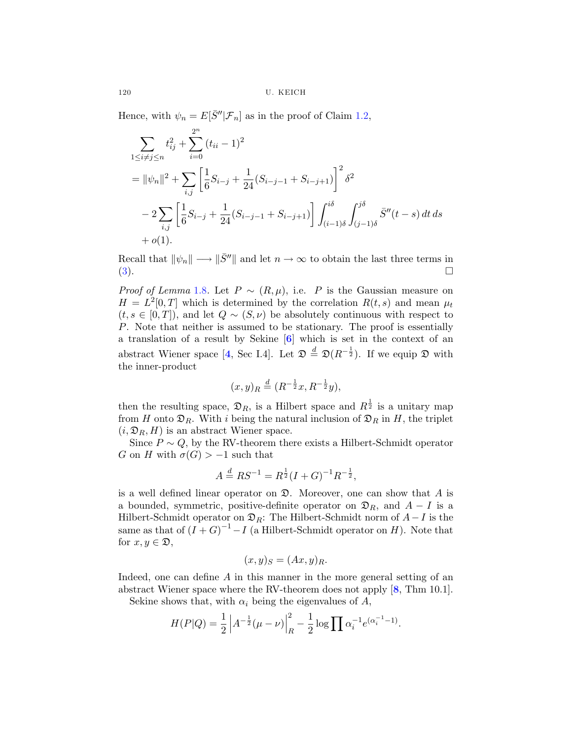Hence, with $\psi_n = E[\bar{S}''|\mathcal{F}_n]$ as in the proof of Claim 1.2,

$$
\begin{aligned}
&\sum_{1\le i\ne j\le n} t_{ij}^2 + \sum_{i=0}^{2^n} (t_{ii}-1)^2 \\
&= \|\psi_n\|^2 + \sum_{i,j}\left[\frac{1}{6}S_{i-j} + \frac{1}{24}(S_{i-j-1}+S_{i-j+1})\right]^2 \delta^2 \\
&\quad - 2\sum_{i,j}\left[\frac{1}{6}S_{i-j} + \frac{1}{24}(S_{i-j-1}+S_{i-j+1})\right]\int_{(i-1)\delta}^{i\delta}\int_{(j-1)\delta}^{j\delta} \bar{S}''(t-s)\,dt\,ds \\
&\quad + o(1).
\end{aligned}
$$

Recall that $\|\psi_n\| \longrightarrow \|\bar{S}''\|$ and let $n \to \infty$ to obtain the last three terms in (3). $\square$

*Proof of Lemma* 1.8. Let $P \sim (R,\mu)$, i.e. $P$ is the Gaussian measure on $H = L^2[0,T]$ which is determined by the correlation $R(t,s)$ and mean $\mu_t$ ($t,s \in [0,T]$), and let $Q \sim (S,\nu)$ be absolutely continuous with respect to $P$. Note that neither is assumed to be stationary. The proof is essentially a translation of a result by Sekine [6] which is set in the context of an abstract Wiener space [4, Sec I.4]. Let $\mathfrak{D} \overset{d}{=} \mathfrak{D}(R^{-\frac{1}{2}})$. If we equip $\mathfrak{D}$ with the inner-product

$$(x,y)_R \overset{d}{=} (R^{-\frac{1}{2}}x, R^{-\frac{1}{2}}y),$$

then the resulting space, $\mathfrak{D}_R$, is a Hilbert space and $R^{\frac{1}{2}}$ is a unitary map from $H$ onto $\mathfrak{D}_R$. With $i$ being the natural inclusion of $\mathfrak{D}_R$ in $H$, the triplet $(i, \mathfrak{D}_R, H)$ is an abstract Wiener space.

Since $P \sim Q$, by the RV-theorem there exists a Hilbert-Schmidt operator $G$ on $H$ with $\sigma(G) > -1$ such that

$$A \overset{d}{=} RS^{-1} = R^{\frac{1}{2}}(I+G)^{-1}R^{-\frac{1}{2}},$$

is a well defined linear operator on $\mathfrak{D}$. Moreover, one can show that $A$ is a bounded, symmetric, positive-definite operator on $\mathfrak{D}_R$, and $A - I$ is a Hilbert-Schmidt operator on $\mathfrak{D}_R$: The Hilbert-Schmidt norm of $A - I$ is the same as that of $(I+G)^{-1} - I$ (a Hilbert-Schmidt operator on $H$). Note that for $x, y \in \mathfrak{D}$,

$$(x,y)_S = (Ax,y)_R.$$

Indeed, one can define $A$ in this manner in the more general setting of an abstract Wiener space where the RV-theorem does not apply [8, Thm 10.1].

Sekine shows that, with $\alpha_i$ being the eigenvalues of $A$,

$$H(P|Q) = \frac{1}{2}\left|A^{-\frac{1}{2}}(\mu-\nu)\right|_R^2 - \frac{1}{2}\log\prod \alpha_i^{-1}e^{(\alpha_i^{-1}-1)}.$$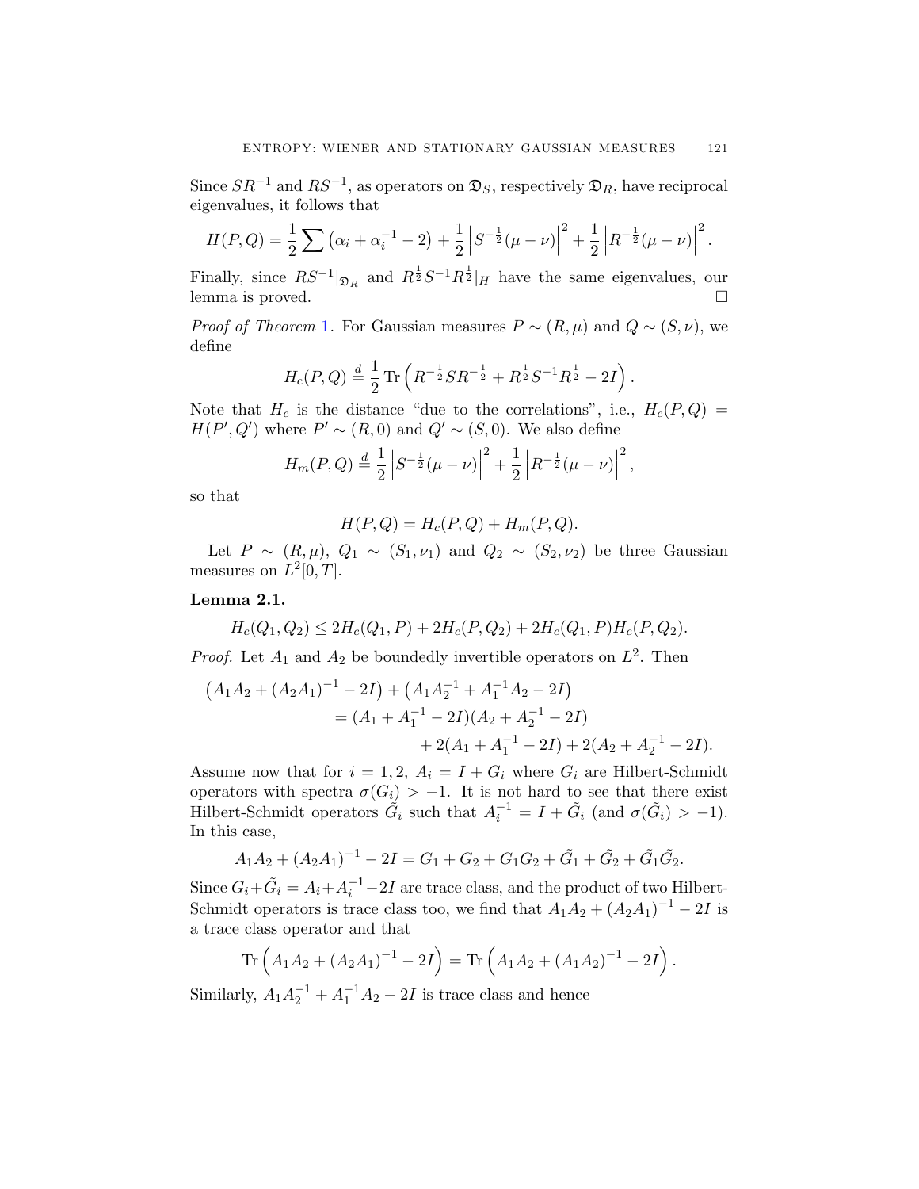Since $SR^{-1}$ and $RS^{-1}$, as operators on $\mathfrak{D}_S$, respectively $\mathfrak{D}_R$, have reciprocal eigenvalues, it follows that

$$H(P,Q) = \frac{1}{2}\sum\left(\alpha_i + \alpha_i^{-1} - 2\right) + \frac{1}{2}\left|S^{-\frac{1}{2}}(\mu-\nu)\right|^2 + \frac{1}{2}\left|R^{-\frac{1}{2}}(\mu-\nu)\right|^2.$$

Finally, since $RS^{-1}|_{\mathfrak{D}_R}$ and $R^{\frac{1}{2}}S^{-1}R^{\frac{1}{2}}|_H$ have the same eigenvalues, our lemma is proved. □

*Proof of Theorem 1.* For Gaussian measures $P \sim (R,\mu)$ and $Q \sim (S,\nu)$, we define

$$H_c(P,Q) \stackrel{d}{=} \frac{1}{2}\operatorname{Tr}\left(R^{-\frac{1}{2}}SR^{-\frac{1}{2}} + R^{\frac{1}{2}}S^{-1}R^{\frac{1}{2}} - 2I\right).$$

Note that $H_c$ is the distance "due to the correlations", i.e., $H_c(P,Q) = H(P',Q')$ where $P' \sim (R,0)$ and $Q' \sim (S,0)$. We also define

$$H_m(P,Q) \stackrel{d}{=} \frac{1}{2}\left|S^{-\frac{1}{2}}(\mu-\nu)\right|^2 + \frac{1}{2}\left|R^{-\frac{1}{2}}(\mu-\nu)\right|^2,$$

so that

$$H(P,Q) = H_c(P,Q) + H_m(P,Q).$$

Let $P \sim (R,\mu)$, $Q_1 \sim (S_1,\nu_1)$ and $Q_2 \sim (S_2,\nu_2)$ be three Gaussian measures on $L^2[0,T]$.

**Lemma 2.1.**

$$H_c(Q_1,Q_2) \le 2H_c(Q_1,P) + 2H_c(P,Q_2) + 2H_c(Q_1,P)H_c(P,Q_2).$$

*Proof.* Let $A_1$ and $A_2$ be boundedly invertible operators on $L^2$. Then

$$\begin{aligned}
\left(A_1A_2 + (A_2A_1)^{-1} - 2I\right) + \left(A_1A_2^{-1} + A_1^{-1}A_2 - 2I\right)
&= (A_1 + A_1^{-1} - 2I)(A_2 + A_2^{-1} - 2I) \\
&\quad + 2(A_1 + A_1^{-1} - 2I) + 2(A_2 + A_2^{-1} - 2I).
\end{aligned}$$

Assume now that for $i = 1, 2$, $A_i = I + G_i$ where $G_i$ are Hilbert-Schmidt operators with spectra $\sigma(G_i) > -1$. It is not hard to see that there exist Hilbert-Schmidt operators $\tilde{G}_i$ such that $A_i^{-1} = I + \tilde{G}_i$ (and $\sigma(\tilde{G}_i) > -1$). In this case,

$$A_1A_2 + (A_2A_1)^{-1} - 2I = G_1 + G_2 + G_1G_2 + \tilde{G}_1 + \tilde{G}_2 + \tilde{G}_1\tilde{G}_2.$$

Since $G_i + \tilde{G}_i = A_i + A_i^{-1} - 2I$ are trace class, and the product of two Hilbert-Schmidt operators is trace class too, we find that $A_1A_2 + (A_2A_1)^{-1} - 2I$ is a trace class operator and that

$$\operatorname{Tr}\left(A_1A_2 + (A_2A_1)^{-1} - 2I\right) = \operatorname{Tr}\left(A_1A_2 + (A_1A_2)^{-1} - 2I\right).$$

Similarly, $A_1A_2^{-1} + A_1^{-1}A_2 - 2I$ is trace class and hence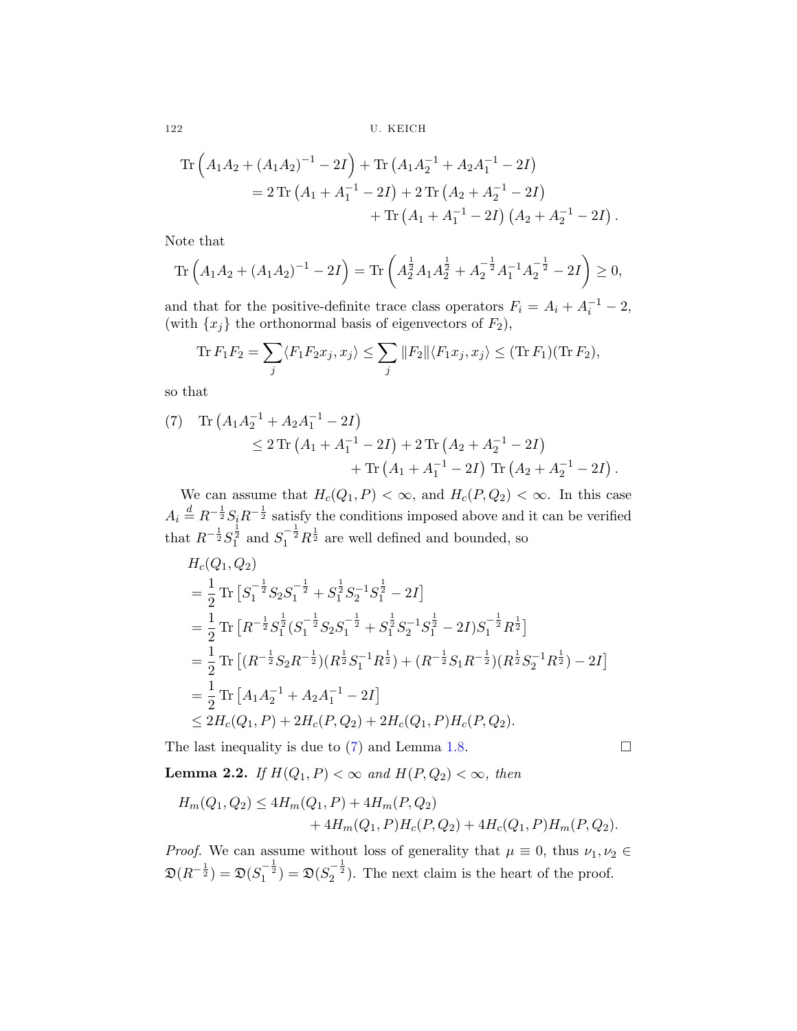$$
\begin{aligned}
\operatorname{Tr}\Big(A_1A_2 + (A_1A_2)^{-1} - 2I\Big) &+ \operatorname{Tr}\left(A_1A_2^{-1} + A_2A_1^{-1} - 2I\right) \\
&= 2\operatorname{Tr}\left(A_1 + A_1^{-1} - 2I\right) + 2\operatorname{Tr}\left(A_2 + A_2^{-1} - 2I\right) \\
&\qquad + \operatorname{Tr}\left(A_1 + A_1^{-1} - 2I\right)\left(A_2 + A_2^{-1} - 2I\right).
\end{aligned}
$$

Note that

$$
\operatorname{Tr}\Big(A_1A_2 + (A_1A_2)^{-1} - 2I\Big) = \operatorname{Tr}\left(A_2^{\frac{1}{2}}A_1A_2^{\frac{1}{2}} + A_2^{-\frac{1}{2}}A_1^{-1}A_2^{-\frac{1}{2}} - 2I\right) \geq 0,
$$

and that for the positive-definite trace class operators $F_i = A_i + A_i^{-1} - 2$, (with $\{x_j\}$ the orthonormal basis of eigenvectors of $F_2$),

$$
\operatorname{Tr} F_1F_2 = \sum_j \langle F_1F_2x_j, x_j\rangle \leq \sum_j \|F_2\|\langle F_1x_j, x_j\rangle \leq (\operatorname{Tr} F_1)(\operatorname{Tr} F_2),
$$

so that

$$
\begin{aligned}
(7)\quad \operatorname{Tr}\left(A_1A_2^{-1} + A_2A_1^{-1} - 2I\right) &\\
\leq 2\operatorname{Tr}\left(A_1 + A_1^{-1} - 2I\right) &+ 2\operatorname{Tr}\left(A_2 + A_2^{-1} - 2I\right) \\
&+ \operatorname{Tr}\left(A_1 + A_1^{-1} - 2I\right)\,\operatorname{Tr}\left(A_2 + A_2^{-1} - 2I\right).
\end{aligned}
$$

We can assume that $H_c(Q_1, P) < \infty$, and $H_c(P, Q_2) < \infty$. In this case $A_i \stackrel{d}{=} R^{-\frac{1}{2}}S_iR^{-\frac{1}{2}}$ satisfy the conditions imposed above and it can be verified that $R^{-\frac{1}{2}}S_1^{\frac{1}{2}}$ and $S_1^{-\frac{1}{2}}R^{\frac{1}{2}}$ are well defined and bounded, so

$$
\begin{aligned}
&H_c(Q_1, Q_2) \\
&= \frac{1}{2}\operatorname{Tr}\left[S_1^{-\frac{1}{2}}S_2S_1^{-\frac{1}{2}} + S_1^{\frac{1}{2}}S_2^{-1}S_1^{\frac{1}{2}} - 2I\right] \\
&= \frac{1}{2}\operatorname{Tr}\left[R^{-\frac{1}{2}}S_1^{\frac{1}{2}}(S_1^{-\frac{1}{2}}S_2S_1^{-\frac{1}{2}} + S_1^{\frac{1}{2}}S_2^{-1}S_1^{\frac{1}{2}} - 2I)S_1^{-\frac{1}{2}}R^{\frac{1}{2}}\right] \\
&= \frac{1}{2}\operatorname{Tr}\left[(R^{-\frac{1}{2}}S_2R^{-\frac{1}{2}})(R^{\frac{1}{2}}S_1^{-1}R^{\frac{1}{2}}) + (R^{-\frac{1}{2}}S_1R^{-\frac{1}{2}})(R^{\frac{1}{2}}S_2^{-1}R^{\frac{1}{2}}) - 2I\right] \\
&= \frac{1}{2}\operatorname{Tr}\left[A_1A_2^{-1} + A_2A_1^{-1} - 2I\right] \\
&\leq 2H_c(Q_1, P) + 2H_c(P, Q_2) + 2H_c(Q_1, P)H_c(P, Q_2).
\end{aligned}
$$

The last inequality is due to (7) and Lemma 1.8. $\square$

**Lemma 2.2.** *If $H(Q_1, P) < \infty$ and $H(P, Q_2) < \infty$, then*

$$
\begin{aligned}
H_m(Q_1, Q_2) \leq 4H_m(Q_1, P) &+ 4H_m(P, Q_2) \\
&+ 4H_m(Q_1, P)H_c(P, Q_2) + 4H_c(Q_1, P)H_m(P, Q_2).
\end{aligned}
$$

*Proof.* We can assume without loss of generality that $\mu \equiv 0$, thus $\nu_1, \nu_2 \in \mathfrak{D}(R^{-\frac{1}{2}}) = \mathfrak{D}(S_1^{-\frac{1}{2}}) = \mathfrak{D}(S_2^{-\frac{1}{2}})$. The next claim is the heart of the proof.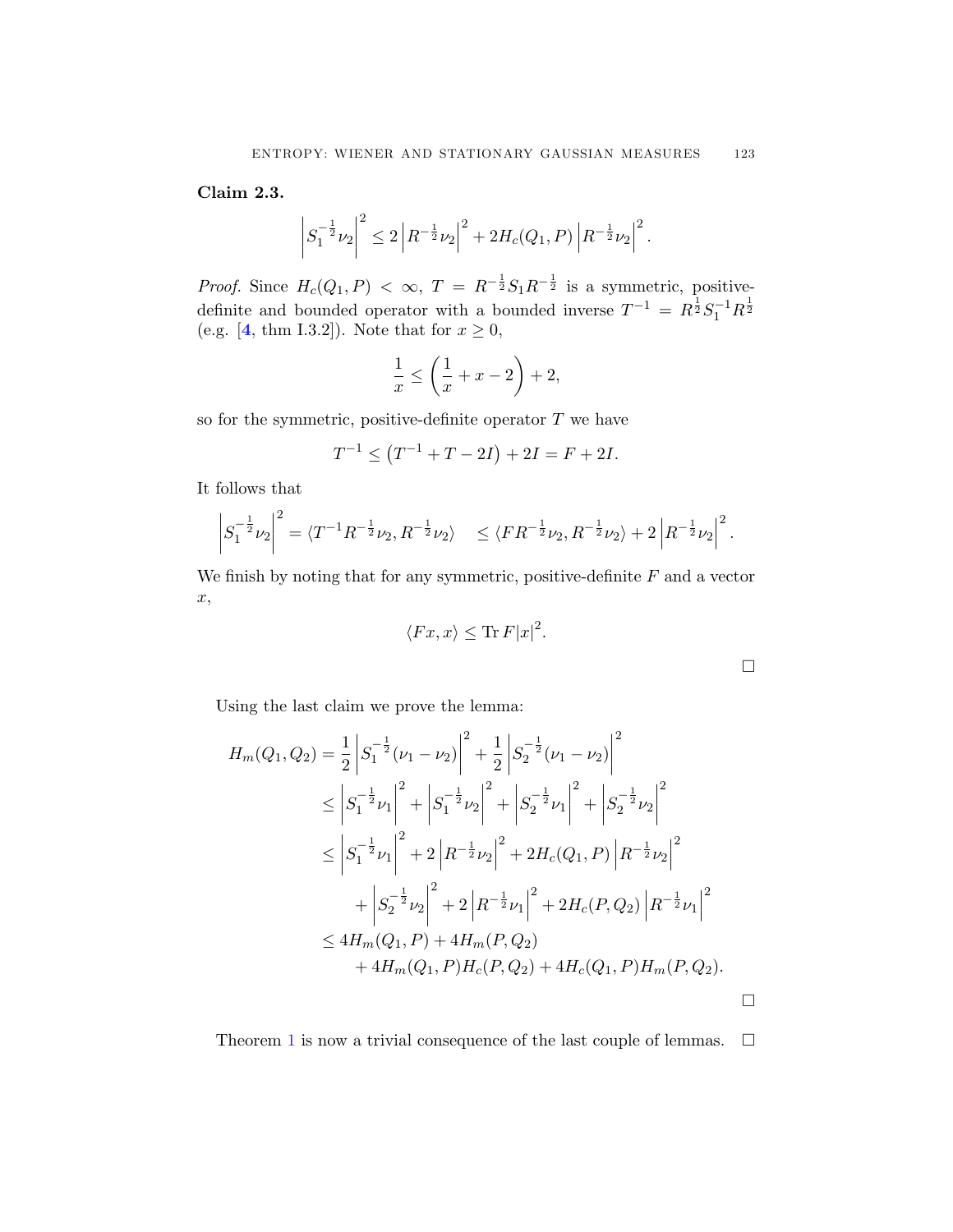**Claim 2.3.**

$$\left|S_1^{-\frac{1}{2}}\nu_2\right|^2 \le 2\left|R^{-\frac{1}{2}}\nu_2\right|^2 + 2H_c(Q_1,P)\left|R^{-\frac{1}{2}}\nu_2\right|^2.$$

*Proof.* Since $H_c(Q_1,P) < \infty$, $T = R^{-\frac{1}{2}}S_1R^{-\frac{1}{2}}$ is a symmetric, positive-definite and bounded operator with a bounded inverse $T^{-1} = R^{\frac{1}{2}}S_1^{-1}R^{\frac{1}{2}}$ (e.g. [4, thm I.3.2]). Note that for $x \ge 0$,

$$\frac{1}{x} \le \left(\frac{1}{x} + x - 2\right) + 2,$$

so for the symmetric, positive-definite operator $T$ we have

$$T^{-1} \le \left(T^{-1} + T - 2I\right) + 2I = F + 2I.$$

It follows that

$$\left|S_1^{-\frac{1}{2}}\nu_2\right|^2 = \langle T^{-1}R^{-\frac{1}{2}}\nu_2, R^{-\frac{1}{2}}\nu_2\rangle \quad \le \langle FR^{-\frac{1}{2}}\nu_2, R^{-\frac{1}{2}}\nu_2\rangle + 2\left|R^{-\frac{1}{2}}\nu_2\right|^2.$$

We finish by noting that for any symmetric, positive-definite $F$ and a vector $x$,

$$\langle Fx, x\rangle \le \operatorname{Tr} F|x|^2.$$

$\square$

Using the last claim we prove the lemma:

$$\begin{aligned}
H_m(Q_1,Q_2) &= \frac{1}{2}\left|S_1^{-\frac{1}{2}}(\nu_1-\nu_2)\right|^2 + \frac{1}{2}\left|S_2^{-\frac{1}{2}}(\nu_1-\nu_2)\right|^2 \\
&\le \left|S_1^{-\frac{1}{2}}\nu_1\right|^2 + \left|S_1^{-\frac{1}{2}}\nu_2\right|^2 + \left|S_2^{-\frac{1}{2}}\nu_1\right|^2 + \left|S_2^{-\frac{1}{2}}\nu_2\right|^2 \\
&\le \left|S_1^{-\frac{1}{2}}\nu_1\right|^2 + 2\left|R^{-\frac{1}{2}}\nu_2\right|^2 + 2H_c(Q_1,P)\left|R^{-\frac{1}{2}}\nu_2\right|^2 \\
&\qquad + \left|S_2^{-\frac{1}{2}}\nu_2\right|^2 + 2\left|R^{-\frac{1}{2}}\nu_1\right|^2 + 2H_c(P,Q_2)\left|R^{-\frac{1}{2}}\nu_1\right|^2 \\
&\le 4H_m(Q_1,P) + 4H_m(P,Q_2) \\
&\qquad + 4H_m(Q_1,P)H_c(P,Q_2) + 4H_c(Q_1,P)H_m(P,Q_2).
\end{aligned}$$

$\square$

Theorem 1 is now a trivial consequence of the last couple of lemmas. $\square$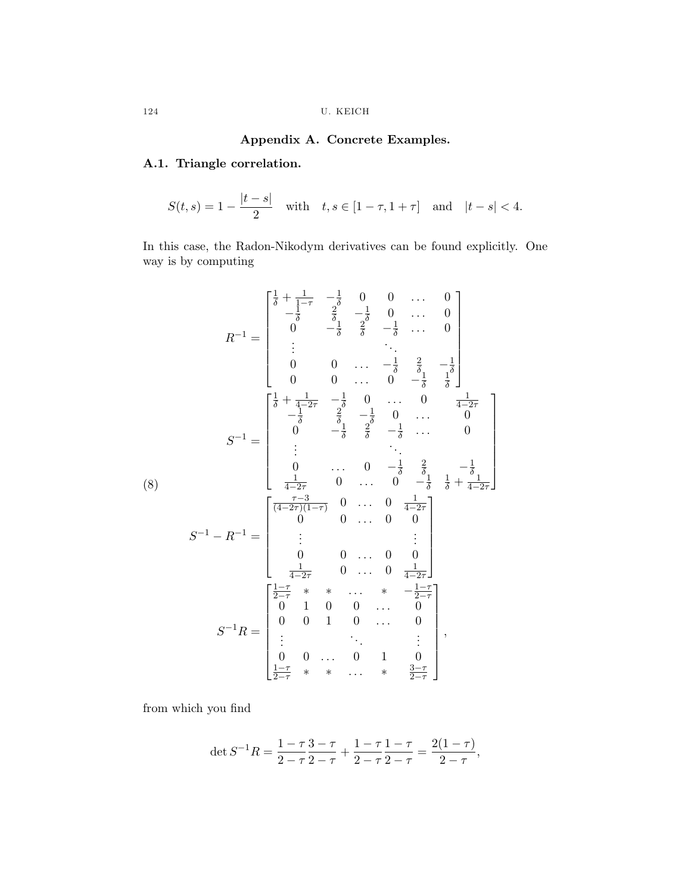## Appendix A. Concrete Examples.

### A.1. Triangle correlation.

$$S(t,s) = 1 - \frac{|t-s|}{2} \quad \text{with} \quad t,s \in [1-\tau, 1+\tau] \quad \text{and} \quad |t-s| < 4.$$

In this case, the Radon-Nikodym derivatives can be found explicitly. One way is by computing

$$R^{-1} = \begin{bmatrix} \frac{1}{\delta} + \frac{1}{1-\tau} & -\frac{1}{\delta} & 0 & 0 & \dots & 0 \\ -\frac{1}{\delta} & \frac{2}{\delta} & -\frac{1}{\delta} & 0 & \dots & 0 \\ 0 & -\frac{1}{\delta} & \frac{2}{\delta} & -\frac{1}{\delta} & \dots & 0 \\ \vdots & & & \ddots & & \\ 0 & 0 & \dots & -\frac{1}{\delta} & \frac{2}{\delta} & -\frac{1}{\delta} \\ 0 & 0 & \dots & 0 & -\frac{1}{\delta} & \frac{1}{\delta} \end{bmatrix}$$

$$S^{-1} = \begin{bmatrix} \frac{1}{\delta} + \frac{1}{4-2\tau} & -\frac{1}{\delta} & 0 & \dots & 0 & \frac{1}{4-2\tau} \\ -\frac{1}{\delta} & \frac{2}{\delta} & -\frac{1}{\delta} & 0 & \dots & 0 \\ 0 & -\frac{1}{\delta} & \frac{2}{\delta} & -\frac{1}{\delta} & \dots & 0 \\ \vdots & & & \ddots & & \\ 0 & \dots & 0 & -\frac{1}{\delta} & \frac{2}{\delta} & -\frac{1}{\delta} \\ \frac{1}{4-2\tau} & 0 & \dots & 0 & -\frac{1}{\delta} & \frac{1}{\delta} + \frac{1}{4-2\tau} \end{bmatrix} \tag{8}$$

$$S^{-1} - R^{-1} = \begin{bmatrix} \frac{\tau-3}{(4-2\tau)(1-\tau)} & 0 & \dots & 0 & \frac{1}{4-2\tau} \\ 0 & 0 & \dots & 0 & 0 \\ \vdots & & & & \vdots \\ 0 & 0 & \dots & 0 & 0 \\ \frac{1}{4-2\tau} & 0 & \dots & 0 & \frac{1}{4-2\tau} \end{bmatrix}$$

$$S^{-1}R = \begin{bmatrix} \frac{1-\tau}{2-\tau} & * & * & \dots & * & -\frac{1-\tau}{2-\tau} \\ 0 & 1 & 0 & 0 & \dots & 0 \\ 0 & 0 & 1 & 0 & \dots & 0 \\ \vdots & & & \ddots & & \vdots \\ 0 & 0 & \dots & 0 & 1 & 0 \\ \frac{1-\tau}{2-\tau} & * & * & \dots & * & \frac{3-\tau}{2-\tau} \end{bmatrix},$$

from which you find

$$\det S^{-1}R = \frac{1-\tau}{2-\tau}\frac{3-\tau}{2-\tau} + \frac{1-\tau}{2-\tau}\frac{1-\tau}{2-\tau} = \frac{2(1-\tau)}{2-\tau},$$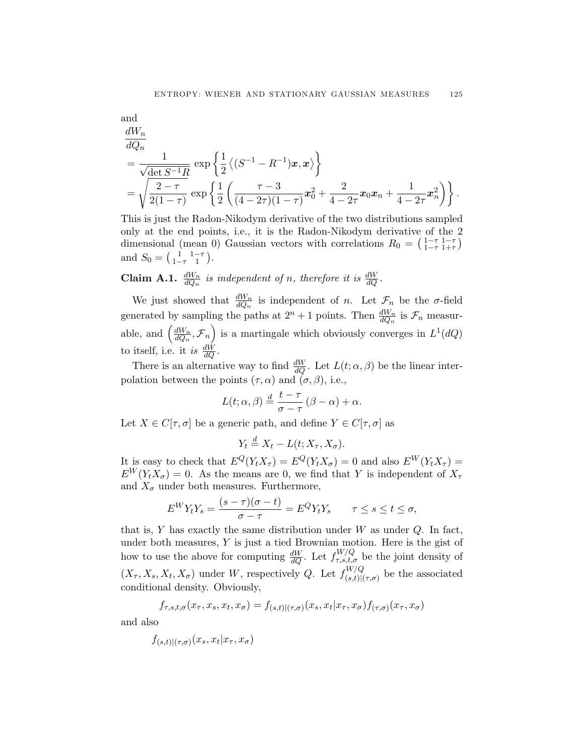and

$$
\begin{aligned}
&\frac{dW_n}{dQ_n} \\
&= \frac{1}{\sqrt{\det S^{-1}R}} \exp\left\{\frac{1}{2}\left\langle (S^{-1} - R^{-1})\boldsymbol{x}, \boldsymbol{x}\right\rangle\right\} \\
&= \sqrt{\frac{2-\tau}{2(1-\tau)}} \exp\left\{\frac{1}{2}\left(\frac{\tau-3}{(4-2\tau)(1-\tau)}\boldsymbol{x}_0^2 + \frac{2}{4-2\tau}\boldsymbol{x}_0\boldsymbol{x}_n + \frac{1}{4-2\tau}\boldsymbol{x}_n^2\right)\right\}.
\end{aligned}
$$

This is just the Radon-Nikodym derivative of the two distributions sampled only at the end points, i.e., it is the Radon-Nikodym derivative of the 2 dimensional (mean 0) Gaussian vectors with correlations $R_0 = \left(\begin{smallmatrix} 1-\tau & 1-\tau \\ 1-\tau & 1+\tau \end{smallmatrix}\right)$ and $S_0 = \left(\begin{smallmatrix} 1 & 1-\tau \\ 1-\tau & 1 \end{smallmatrix}\right)$.

**Claim A.1.** *$\frac{dW_n}{dQ_n}$ is independent of $n$, therefore it is $\frac{dW}{dQ}$.*

We just showed that $\frac{dW_n}{dQ_n}$ is independent of $n$. Let $\mathcal{F}_n$ be the $\sigma$-field generated by sampling the paths at $2^n + 1$ points. Then $\frac{dW_n}{dQ_n}$ is $\mathcal{F}_n$ measurable, and $\left(\frac{dW_n}{dQ_n}, \mathcal{F}_n\right)$ is a martingale which obviously converges in $L^1(dQ)$ to itself, i.e. it *is* $\frac{dW}{dQ}$.

There is an alternative way to find $\frac{dW}{dQ}$. Let $L(t;\alpha,\beta)$ be the linear interpolation between the points $(\tau,\alpha)$ and $(\sigma,\beta)$, i.e.,

$$
L(t;\alpha,\beta) \overset{d}{=} \frac{t-\tau}{\sigma-\tau}(\beta-\alpha) + \alpha.
$$

Let $X \in C[\tau,\sigma]$ be a generic path, and define $Y \in C[\tau,\sigma]$ as

$$
Y_t \overset{d}{=} X_t - L(t; X_\tau, X_\sigma).
$$

It is easy to check that $E^Q(Y_t X_\tau) = E^Q(Y_t X_\sigma) = 0$ and also $E^W(Y_t X_\tau) = E^W(Y_t X_\sigma) = 0$. As the means are 0, we find that $Y$ is independent of $X_\tau$ and $X_\sigma$ under both measures. Furthermore,

$$
E^W Y_t Y_s = \frac{(s-\tau)(\sigma-t)}{\sigma-\tau} = E^Q Y_t Y_s \qquad \tau \le s \le t \le \sigma,
$$

that is, $Y$ has exactly the same distribution under $W$ as under $Q$. In fact, under both measures, $Y$ is just a tied Brownian motion. Here is the gist of how to use the above for computing $\frac{dW}{dQ}$. Let $f^{W/Q}_{\tau,s,t,\sigma}$ be the joint density of $(X_\tau, X_s, X_t, X_\sigma)$ under $W$, respectively $Q$. Let $f^{W/Q}_{(s,t)|(\tau,\sigma)}$ be the associated conditional density. Obviously,

$$
f_{\tau,s,t,\sigma}(x_\tau, x_s, x_t, x_\sigma) = f_{(s,t)|(\tau,\sigma)}(x_s, x_t | x_\tau, x_\sigma) f_{(\tau,\sigma)}(x_\tau, x_\sigma)
$$

and also

$$
f_{(s,t)|(\tau,\sigma)}(x_s, x_t | x_\tau, x_\sigma)
$$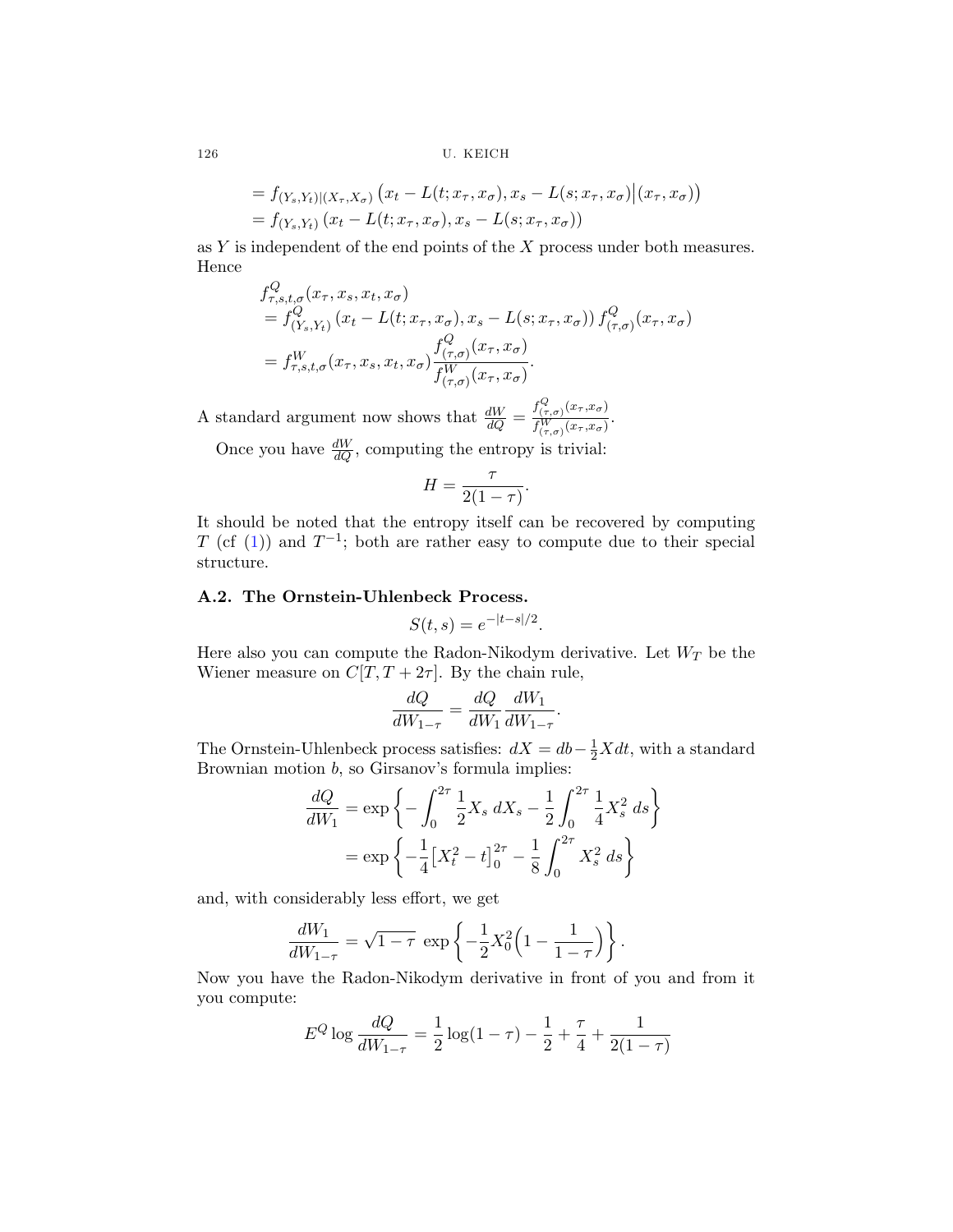$$
\begin{aligned}
&= f_{(Y_s,Y_t)|(X_\tau,X_\sigma)}\left(x_t - L(t;x_\tau,x_\sigma), x_s - L(s;x_\tau,x_\sigma)\big|(x_\tau,x_\sigma)\right) \\
&= f_{(Y_s,Y_t)}\left(x_t - L(t;x_\tau,x_\sigma), x_s - L(s;x_\tau,x_\sigma)\right)
\end{aligned}
$$

as $Y$ is independent of the end points of the $X$ process under both measures. Hence

$$
\begin{aligned}
&f^Q_{\tau,s,t,\sigma}(x_\tau,x_s,x_t,x_\sigma) \\
&= f^Q_{(Y_s,Y_t)}\left(x_t - L(t;x_\tau,x_\sigma), x_s - L(s;x_\tau,x_\sigma)\right) f^Q_{(\tau,\sigma)}(x_\tau,x_\sigma) \\
&= f^W_{\tau,s,t,\sigma}(x_\tau,x_s,x_t,x_\sigma) \frac{f^Q_{(\tau,\sigma)}(x_\tau,x_\sigma)}{f^W_{(\tau,\sigma)}(x_\tau,x_\sigma)}.
\end{aligned}
$$

A standard argument now shows that $\frac{dW}{dQ} = \frac{f^Q_{(\tau,\sigma)}(x_\tau,x_\sigma)}{f^W_{(\tau,\sigma)}(x_\tau,x_\sigma)}$.

Once you have $\frac{dW}{dQ}$, computing the entropy is trivial:

$$
H = \frac{\tau}{2(1-\tau)}.
$$

It should be noted that the entropy itself can be recovered by computing $T$ (cf (1)) and $T^{-1}$; both are rather easy to compute due to their special structure.

### A.2. The Ornstein-Uhlenbeck Process.

$$
S(t,s) = e^{-|t-s|/2}.
$$

Here also you can compute the Radon-Nikodym derivative. Let $W_T$ be the Wiener measure on $C[T, T+2\tau]$. By the chain rule,

$$
\frac{dQ}{dW_{1-\tau}} = \frac{dQ}{dW_1}\frac{dW_1}{dW_{1-\tau}}.
$$

The Ornstein-Uhlenbeck process satisfies: $dX = db - \frac{1}{2}X\,dt$, with a standard Brownian motion $b$, so Girsanov's formula implies:

$$
\begin{aligned}
\frac{dQ}{dW_1} &= \exp\left\{-\int_0^{2\tau}\frac{1}{2}X_s\,dX_s - \frac{1}{2}\int_0^{2\tau}\frac{1}{4}X_s^2\,ds\right\} \\
&= \exp\left\{-\frac{1}{4}\left[X_t^2 - t\right]_0^{2\tau} - \frac{1}{8}\int_0^{2\tau}X_s^2\,ds\right\}
\end{aligned}
$$

and, with considerably less effort, we get

$$
\frac{dW_1}{dW_{1-\tau}} = \sqrt{1-\tau}\ \exp\left\{-\frac{1}{2}X_0^2\Big(1 - \frac{1}{1-\tau}\Big)\right\}.
$$

Now you have the Radon-Nikodym derivative in front of you and from it you compute:

$$
E^Q \log\frac{dQ}{dW_{1-\tau}} = \frac{1}{2}\log(1-\tau) - \frac{1}{2} + \frac{\tau}{4} + \frac{1}{2(1-\tau)}
$$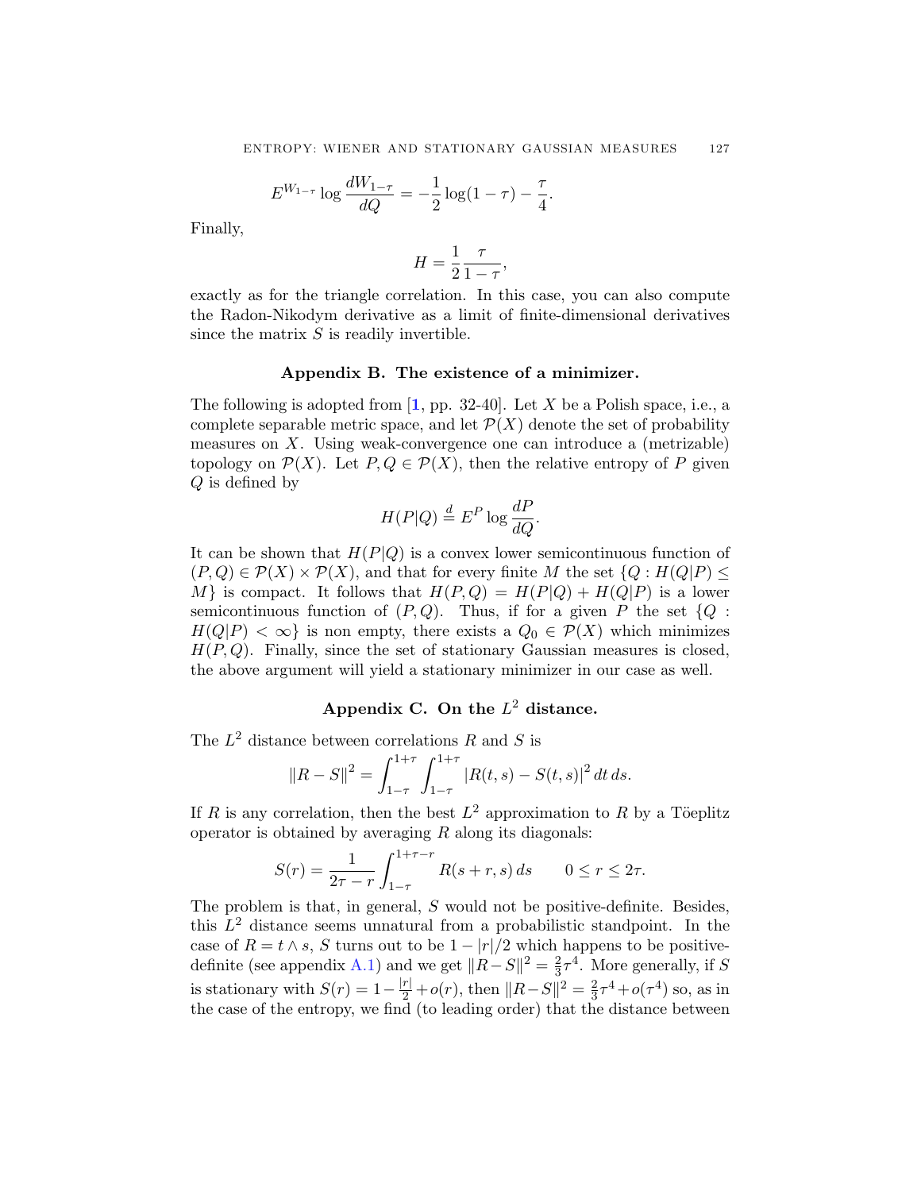$$E^{W_{1-\tau}} \log \frac{dW_{1-\tau}}{dQ} = -\frac{1}{2}\log(1-\tau) - \frac{\tau}{4}.$$

Finally,

$$H = \frac{1}{2}\frac{\tau}{1-\tau},$$

exactly as for the triangle correlation. In this case, you can also compute the Radon-Nikodym derivative as a limit of finite-dimensional derivatives since the matrix $S$ is readily invertible.

## Appendix B. The existence of a minimizer.

The following is adopted from [1, pp. 32-40]. Let $X$ be a Polish space, i.e., a complete separable metric space, and let $\mathcal{P}(X)$ denote the set of probability measures on $X$. Using weak-convergence one can introduce a (metrizable) topology on $\mathcal{P}(X)$. Let $P, Q \in \mathcal{P}(X)$, then the relative entropy of $P$ given $Q$ is defined by

$$H(P|Q) \stackrel{d}{=} E^P \log \frac{dP}{dQ}.$$

It can be shown that $H(P|Q)$ is a convex lower semicontinuous function of $(P,Q) \in \mathcal{P}(X) \times \mathcal{P}(X)$, and that for every finite $M$ the set $\{Q : H(Q|P) \leq M\}$ is compact. It follows that $H(P,Q) = H(P|Q) + H(Q|P)$ is a lower semicontinuous function of $(P,Q)$. Thus, if for a given $P$ the set $\{Q : H(Q|P) < \infty\}$ is non empty, there exists a $Q_0 \in \mathcal{P}(X)$ which minimizes $H(P,Q)$. Finally, since the set of stationary Gaussian measures is closed, the above argument will yield a stationary minimizer in our case as well.

## Appendix C. On the $L^2$ distance.

The $L^2$ distance between correlations $R$ and $S$ is

$$\|R - S\|^2 = \int_{1-\tau}^{1+\tau} \int_{1-\tau}^{1+\tau} |R(t,s) - S(t,s)|^2 \, dt \, ds.$$

If $R$ is any correlation, then the best $L^2$ approximation to $R$ by a Töeplitz operator is obtained by averaging $R$ along its diagonals:

$$S(r) = \frac{1}{2\tau - r} \int_{1-\tau}^{1+\tau-r} R(s+r, s) \, ds \qquad 0 \leq r \leq 2\tau.$$

The problem is that, in general, $S$ would not be positive-definite. Besides, this $L^2$ distance seems unnatural from a probabilistic standpoint. In the case of $R = t \wedge s$, $S$ turns out to be $1 - |r|/2$ which happens to be positive-definite (see appendix A.1) and we get $\|R - S\|^2 = \frac{2}{3}\tau^4$. More generally, if $S$ is stationary with $S(r) = 1 - \frac{|r|}{2} + o(r)$, then $\|R - S\|^2 = \frac{2}{3}\tau^4 + o(\tau^4)$ so, as in the case of the entropy, we find (to leading order) that the distance between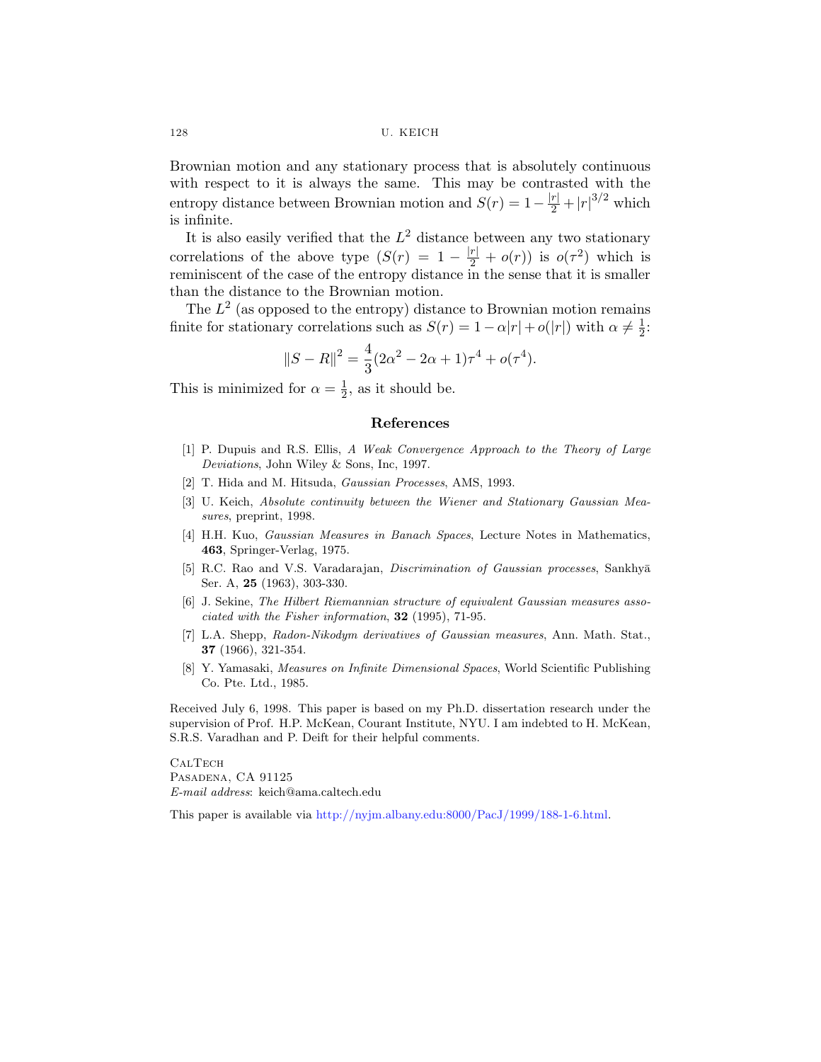Brownian motion and any stationary process that is absolutely continuous with respect to it is always the same. This may be contrasted with the entropy distance between Brownian motion and $S(r) = 1 - \frac{|r|}{2} + |r|^{3/2}$ which is infinite.

It is also easily verified that the $L^2$ distance between any two stationary correlations of the above type $(S(r) = 1 - \frac{|r|}{2} + o(r))$ is $o(\tau^2)$ which is reminiscent of the case of the entropy distance in the sense that it is smaller than the distance to the Brownian motion.

The $L^2$ (as opposed to the entropy) distance to Brownian motion remains finite for stationary correlations such as $S(r) = 1 - \alpha|r| + o(|r|)$ with $\alpha \neq \frac{1}{2}$:

$$\|S - R\|^2 = \frac{4}{3}(2\alpha^2 - 2\alpha + 1)\tau^4 + o(\tau^4).$$

This is minimized for $\alpha = \frac{1}{2}$, as it should be.

## References

[1] P. Dupuis and R.S. Ellis, *A Weak Convergence Approach to the Theory of Large Deviations*, John Wiley & Sons, Inc, 1997.

[2] T. Hida and M. Hitsuda, *Gaussian Processes*, AMS, 1993.

[3] U. Keich, *Absolute continuity between the Wiener and Stationary Gaussian Measures*, preprint, 1998.

[4] H.H. Kuo, *Gaussian Measures in Banach Spaces*, Lecture Notes in Mathematics, **463**, Springer-Verlag, 1975.

[5] R.C. Rao and V.S. Varadarajan, *Discrimination of Gaussian processes*, Sankhyā Ser. A, **25** (1963), 303-330.

[6] J. Sekine, *The Hilbert Riemannian structure of equivalent Gaussian measures associated with the Fisher information*, **32** (1995), 71-95.

[7] L.A. Shepp, *Radon-Nikodym derivatives of Gaussian measures*, Ann. Math. Stat., **37** (1966), 321-354.

[8] Y. Yamasaki, *Measures on Infinite Dimensional Spaces*, World Scientific Publishing Co. Pte. Ltd., 1985.

Received July 6, 1998. This paper is based on my Ph.D. dissertation research under the supervision of Prof. H.P. McKean, Courant Institute, NYU. I am indebted to H. McKean, S.R.S. Varadhan and P. Deift for their helpful comments.

CalTech
Pasadena, CA 91125
*E-mail address*: keich@ama.caltech.edu

This paper is available via http://nyjm.albany.edu:8000/PacJ/1999/188-1-6.html.